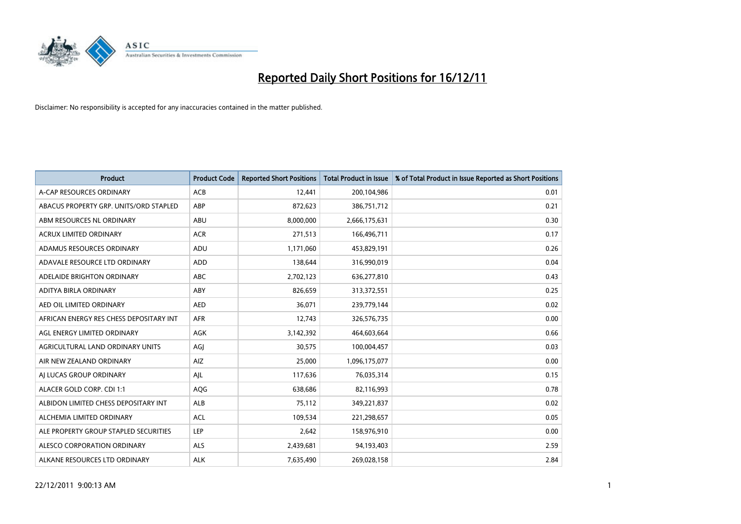# Reported Daily Short Positions for 16/12/11

Disclaimer: No responsibility is accepted for any inaccuracies contained in the matter published.

| Product | Product Code | Reported Short Positions | Total Product in Issue | % of Total Product in Issue Reported as Short Positions |
|---|---|---|---|---|
| A-CAP RESOURCES ORDINARY | ACB | 12,441 | 200,104,986 | 0.01 |
| ABACUS PROPERTY GRP. UNITS/ORD STAPLED | ABP | 872,623 | 386,751,712 | 0.21 |
| ABM RESOURCES NL ORDINARY | ABU | 8,000,000 | 2,666,175,631 | 0.30 |
| ACRUX LIMITED ORDINARY | ACR | 271,513 | 166,496,711 | 0.17 |
| ADAMUS RESOURCES ORDINARY | ADU | 1,171,060 | 453,829,191 | 0.26 |
| ADAVALE RESOURCE LTD ORDINARY | ADD | 138,644 | 316,990,019 | 0.04 |
| ADELAIDE BRIGHTON ORDINARY | ABC | 2,702,123 | 636,277,810 | 0.43 |
| ADITYA BIRLA ORDINARY | ABY | 826,659 | 313,372,551 | 0.25 |
| AED OIL LIMITED ORDINARY | AED | 36,071 | 239,779,144 | 0.02 |
| AFRICAN ENERGY RES CHESS DEPOSITARY INT | AFR | 12,743 | 326,576,735 | 0.00 |
| AGL ENERGY LIMITED ORDINARY | AGK | 3,142,392 | 464,603,664 | 0.66 |
| AGRICULTURAL LAND ORDINARY UNITS | AGJ | 30,575 | 100,004,457 | 0.03 |
| AIR NEW ZEALAND ORDINARY | AIZ | 25,000 | 1,096,175,077 | 0.00 |
| AJ LUCAS GROUP ORDINARY | AJL | 117,636 | 76,035,314 | 0.15 |
| ALACER GOLD CORP. CDI 1:1 | AQG | 638,686 | 82,116,993 | 0.78 |
| ALBIDON LIMITED CHESS DEPOSITARY INT | ALB | 75,112 | 349,221,837 | 0.02 |
| ALCHEMIA LIMITED ORDINARY | ACL | 109,534 | 221,298,657 | 0.05 |
| ALE PROPERTY GROUP STAPLED SECURITIES | LEP | 2,642 | 158,976,910 | 0.00 |
| ALESCO CORPORATION ORDINARY | ALS | 2,439,681 | 94,193,403 | 2.59 |
| ALKANE RESOURCES LTD ORDINARY | ALK | 7,635,490 | 269,028,158 | 2.84 |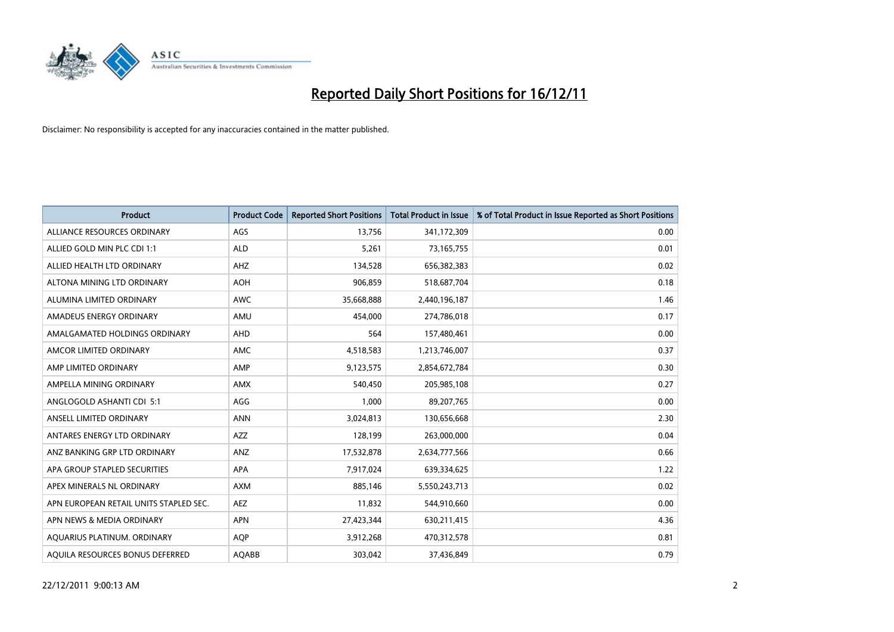# Reported Daily Short Positions for 16/12/11

Disclaimer: No responsibility is accepted for any inaccuracies contained in the matter published.

| Product | Product Code | Reported Short Positions | Total Product in Issue | % of Total Product in Issue Reported as Short Positions |
|---|---|---|---|---|
| ALLIANCE RESOURCES ORDINARY | AGS | 13,756 | 341,172,309 | 0.00 |
| ALLIED GOLD MIN PLC CDI 1:1 | ALD | 5,261 | 73,165,755 | 0.01 |
| ALLIED HEALTH LTD ORDINARY | AHZ | 134,528 | 656,382,383 | 0.02 |
| ALTONA MINING LTD ORDINARY | AOH | 906,859 | 518,687,704 | 0.18 |
| ALUMINA LIMITED ORDINARY | AWC | 35,668,888 | 2,440,196,187 | 1.46 |
| AMADEUS ENERGY ORDINARY | AMU | 454,000 | 274,786,018 | 0.17 |
| AMALGAMATED HOLDINGS ORDINARY | AHD | 564 | 157,480,461 | 0.00 |
| AMCOR LIMITED ORDINARY | AMC | 4,518,583 | 1,213,746,007 | 0.37 |
| AMP LIMITED ORDINARY | AMP | 9,123,575 | 2,854,672,784 | 0.30 |
| AMPELLA MINING ORDINARY | AMX | 540,450 | 205,985,108 | 0.27 |
| ANGLOGOLD ASHANTI CDI 5:1 | AGG | 1,000 | 89,207,765 | 0.00 |
| ANSELL LIMITED ORDINARY | ANN | 3,024,813 | 130,656,668 | 2.30 |
| ANTARES ENERGY LTD ORDINARY | AZZ | 128,199 | 263,000,000 | 0.04 |
| ANZ BANKING GRP LTD ORDINARY | ANZ | 17,532,878 | 2,634,777,566 | 0.66 |
| APA GROUP STAPLED SECURITIES | APA | 7,917,024 | 639,334,625 | 1.22 |
| APEX MINERALS NL ORDINARY | AXM | 885,146 | 5,550,243,713 | 0.02 |
| APN EUROPEAN RETAIL UNITS STAPLED SEC. | AEZ | 11,832 | 544,910,660 | 0.00 |
| APN NEWS & MEDIA ORDINARY | APN | 27,423,344 | 630,211,415 | 4.36 |
| AQUARIUS PLATINUM. ORDINARY | AQP | 3,912,268 | 470,312,578 | 0.81 |
| AQUILA RESOURCES BONUS DEFERRED | AQABB | 303,042 | 37,436,849 | 0.79 |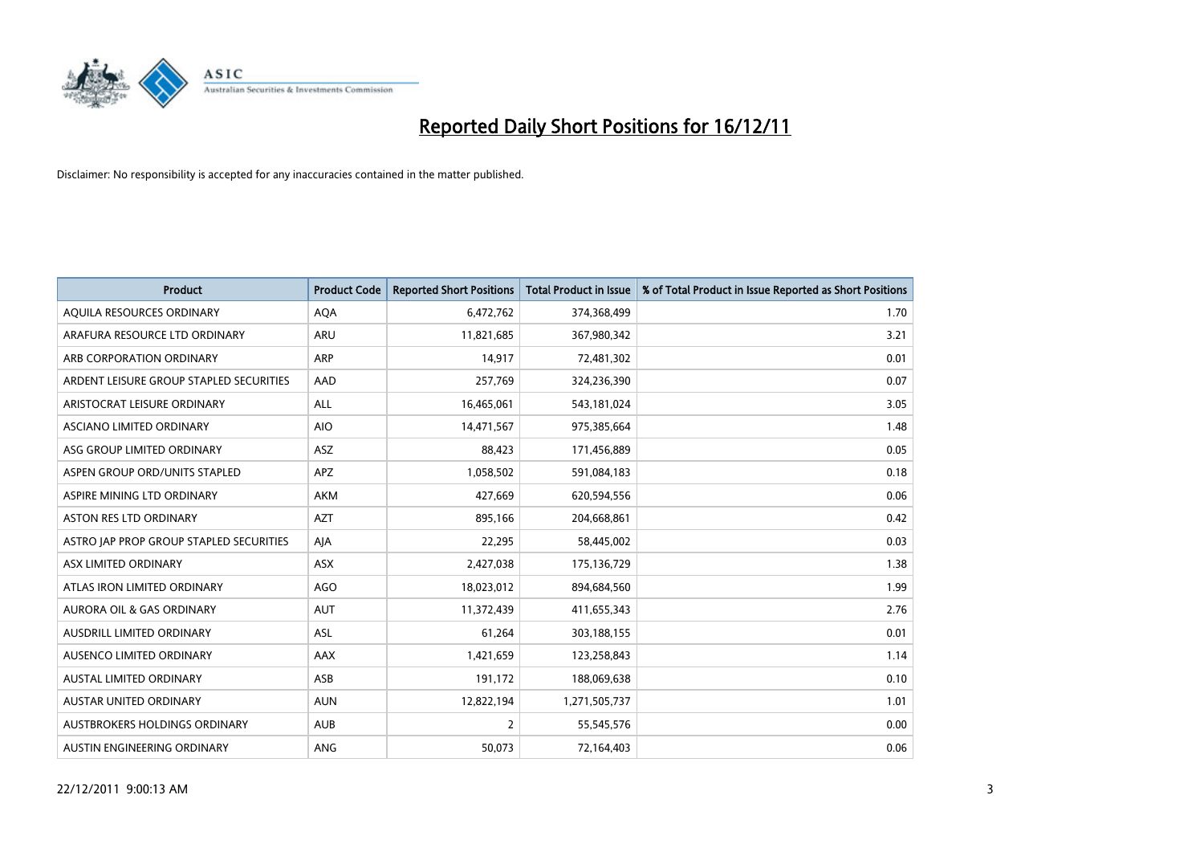# Reported Daily Short Positions for 16/12/11

Disclaimer: No responsibility is accepted for any inaccuracies contained in the matter published.

| Product | Product Code | Reported Short Positions | Total Product in Issue | % of Total Product in Issue Reported as Short Positions |
|---|---|---|---|---|
| AQUILA RESOURCES ORDINARY | AQA | 6,472,762 | 374,368,499 | 1.70 |
| ARAFURA RESOURCE LTD ORDINARY | ARU | 11,821,685 | 367,980,342 | 3.21 |
| ARB CORPORATION ORDINARY | ARP | 14,917 | 72,481,302 | 0.01 |
| ARDENT LEISURE GROUP STAPLED SECURITIES | AAD | 257,769 | 324,236,390 | 0.07 |
| ARISTOCRAT LEISURE ORDINARY | ALL | 16,465,061 | 543,181,024 | 3.05 |
| ASCIANO LIMITED ORDINARY | AIO | 14,471,567 | 975,385,664 | 1.48 |
| ASG GROUP LIMITED ORDINARY | ASZ | 88,423 | 171,456,889 | 0.05 |
| ASPEN GROUP ORD/UNITS STAPLED | APZ | 1,058,502 | 591,084,183 | 0.18 |
| ASPIRE MINING LTD ORDINARY | AKM | 427,669 | 620,594,556 | 0.06 |
| ASTON RES LTD ORDINARY | AZT | 895,166 | 204,668,861 | 0.42 |
| ASTRO JAP PROP GROUP STAPLED SECURITIES | AJA | 22,295 | 58,445,002 | 0.03 |
| ASX LIMITED ORDINARY | ASX | 2,427,038 | 175,136,729 | 1.38 |
| ATLAS IRON LIMITED ORDINARY | AGO | 18,023,012 | 894,684,560 | 1.99 |
| AURORA OIL & GAS ORDINARY | AUT | 11,372,439 | 411,655,343 | 2.76 |
| AUSDRILL LIMITED ORDINARY | ASL | 61,264 | 303,188,155 | 0.01 |
| AUSENCO LIMITED ORDINARY | AAX | 1,421,659 | 123,258,843 | 1.14 |
| AUSTAL LIMITED ORDINARY | ASB | 191,172 | 188,069,638 | 0.10 |
| AUSTAR UNITED ORDINARY | AUN | 12,822,194 | 1,271,505,737 | 1.01 |
| AUSTBROKERS HOLDINGS ORDINARY | AUB | 2 | 55,545,576 | 0.00 |
| AUSTIN ENGINEERING ORDINARY | ANG | 50,073 | 72,164,403 | 0.06 |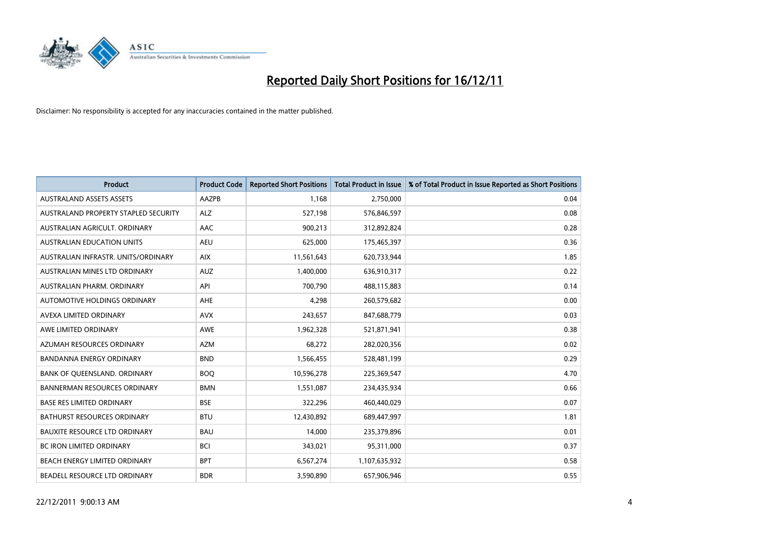# Reported Daily Short Positions for 16/12/11

Disclaimer: No responsibility is accepted for any inaccuracies contained in the matter published.

| Product | Product Code | Reported Short Positions | Total Product in Issue | % of Total Product in Issue Reported as Short Positions |
|---|---|---|---|---|
| AUSTRALAND ASSETS ASSETS | AAZPB | 1,168 | 2,750,000 | 0.04 |
| AUSTRALAND PROPERTY STAPLED SECURITY | ALZ | 527,198 | 576,846,597 | 0.08 |
| AUSTRALIAN AGRICULT. ORDINARY | AAC | 900,213 | 312,892,824 | 0.28 |
| AUSTRALIAN EDUCATION UNITS | AEU | 625,000 | 175,465,397 | 0.36 |
| AUSTRALIAN INFRASTR. UNITS/ORDINARY | AIX | 11,561,643 | 620,733,944 | 1.85 |
| AUSTRALIAN MINES LTD ORDINARY | AUZ | 1,400,000 | 636,910,317 | 0.22 |
| AUSTRALIAN PHARM. ORDINARY | API | 700,790 | 488,115,883 | 0.14 |
| AUTOMOTIVE HOLDINGS ORDINARY | AHE | 4,298 | 260,579,682 | 0.00 |
| AVEXA LIMITED ORDINARY | AVX | 243,657 | 847,688,779 | 0.03 |
| AWE LIMITED ORDINARY | AWE | 1,962,328 | 521,871,941 | 0.38 |
| AZUMAH RESOURCES ORDINARY | AZM | 68,272 | 282,020,356 | 0.02 |
| BANDANNA ENERGY ORDINARY | BND | 1,566,455 | 528,481,199 | 0.29 |
| BANK OF QUEENSLAND. ORDINARY | BOQ | 10,596,278 | 225,369,547 | 4.70 |
| BANNERMAN RESOURCES ORDINARY | BMN | 1,551,087 | 234,435,934 | 0.66 |
| BASE RES LIMITED ORDINARY | BSE | 322,296 | 460,440,029 | 0.07 |
| BATHURST RESOURCES ORDINARY | BTU | 12,430,892 | 689,447,997 | 1.81 |
| BAUXITE RESOURCE LTD ORDINARY | BAU | 14,000 | 235,379,896 | 0.01 |
| BC IRON LIMITED ORDINARY | BCI | 343,021 | 95,311,000 | 0.37 |
| BEACH ENERGY LIMITED ORDINARY | BPT | 6,567,274 | 1,107,635,932 | 0.58 |
| BEADELL RESOURCE LTD ORDINARY | BDR | 3,590,890 | 657,906,946 | 0.55 |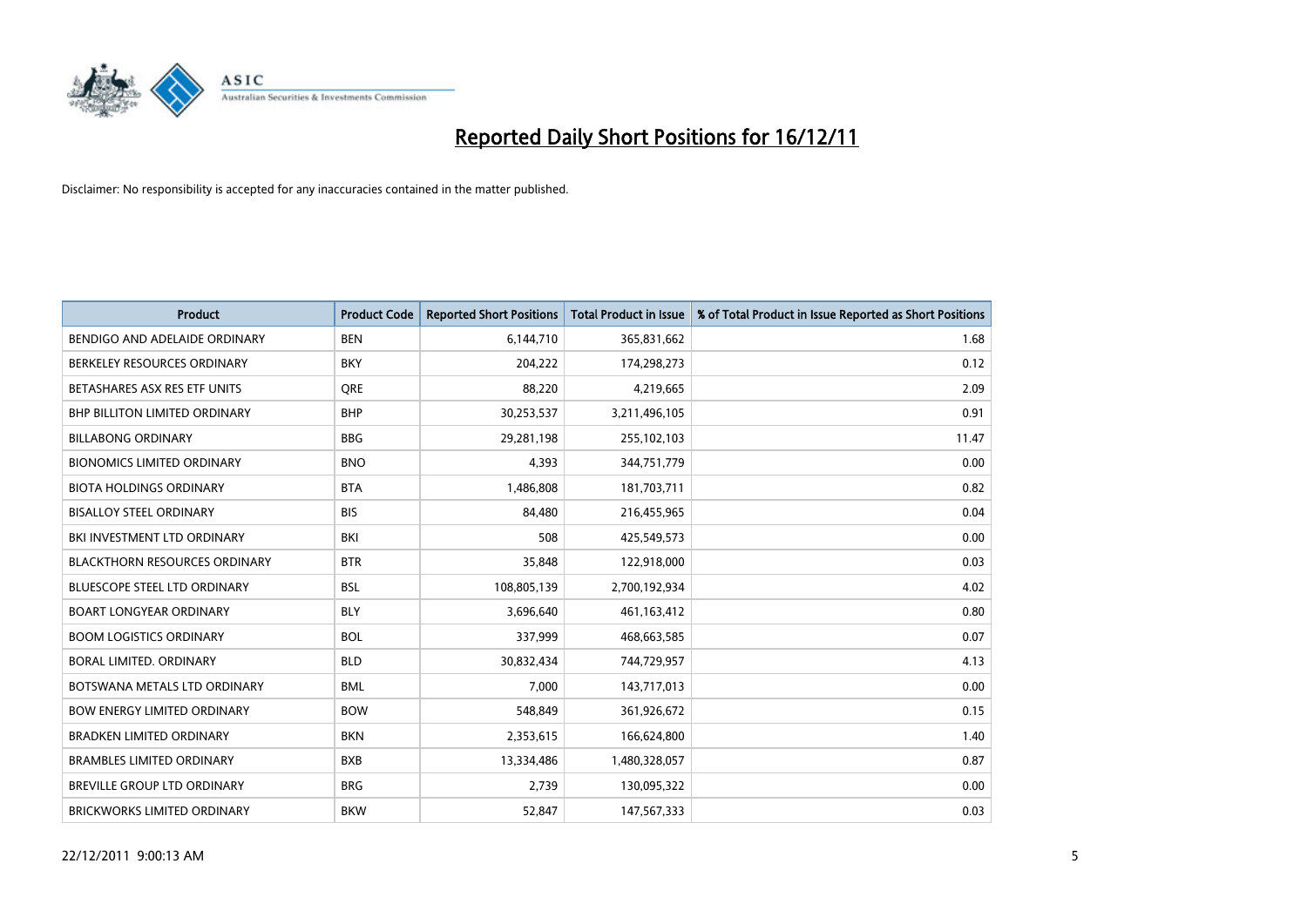# Reported Daily Short Positions for 16/12/11

Disclaimer: No responsibility is accepted for any inaccuracies contained in the matter published.

| Product | Product Code | Reported Short Positions | Total Product in Issue | % of Total Product in Issue Reported as Short Positions |
|---|---|---|---|---|
| BENDIGO AND ADELAIDE ORDINARY | BEN | 6,144,710 | 365,831,662 | 1.68 |
| BERKELEY RESOURCES ORDINARY | BKY | 204,222 | 174,298,273 | 0.12 |
| BETASHARES ASX RES ETF UNITS | QRE | 88,220 | 4,219,665 | 2.09 |
| BHP BILLITON LIMITED ORDINARY | BHP | 30,253,537 | 3,211,496,105 | 0.91 |
| BILLABONG ORDINARY | BBG | 29,281,198 | 255,102,103 | 11.47 |
| BIONOMICS LIMITED ORDINARY | BNO | 4,393 | 344,751,779 | 0.00 |
| BIOTA HOLDINGS ORDINARY | BTA | 1,486,808 | 181,703,711 | 0.82 |
| BISALLOY STEEL ORDINARY | BIS | 84,480 | 216,455,965 | 0.04 |
| BKI INVESTMENT LTD ORDINARY | BKI | 508 | 425,549,573 | 0.00 |
| BLACKTHORN RESOURCES ORDINARY | BTR | 35,848 | 122,918,000 | 0.03 |
| BLUESCOPE STEEL LTD ORDINARY | BSL | 108,805,139 | 2,700,192,934 | 4.02 |
| BOART LONGYEAR ORDINARY | BLY | 3,696,640 | 461,163,412 | 0.80 |
| BOOM LOGISTICS ORDINARY | BOL | 337,999 | 468,663,585 | 0.07 |
| BORAL LIMITED. ORDINARY | BLD | 30,832,434 | 744,729,957 | 4.13 |
| BOTSWANA METALS LTD ORDINARY | BML | 7,000 | 143,717,013 | 0.00 |
| BOW ENERGY LIMITED ORDINARY | BOW | 548,849 | 361,926,672 | 0.15 |
| BRADKEN LIMITED ORDINARY | BKN | 2,353,615 | 166,624,800 | 1.40 |
| BRAMBLES LIMITED ORDINARY | BXB | 13,334,486 | 1,480,328,057 | 0.87 |
| BREVILLE GROUP LTD ORDINARY | BRG | 2,739 | 130,095,322 | 0.00 |
| BRICKWORKS LIMITED ORDINARY | BKW | 52,847 | 147,567,333 | 0.03 |

22/12/2011 9:00:13 AM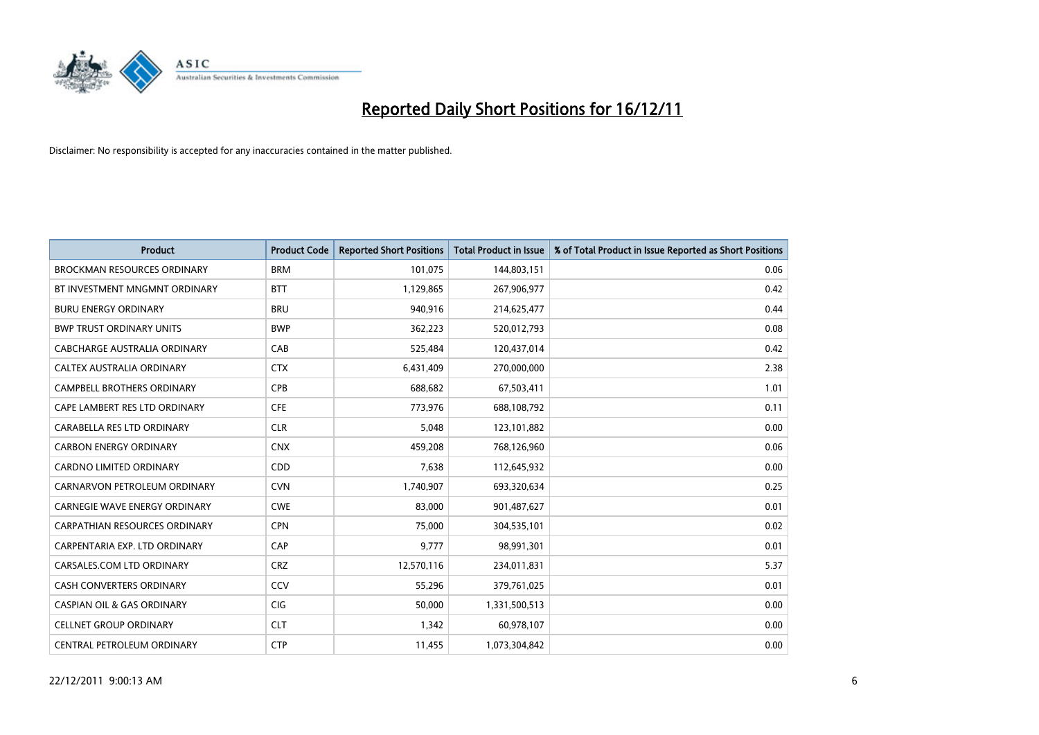# Reported Daily Short Positions for 16/12/11

Disclaimer: No responsibility is accepted for any inaccuracies contained in the matter published.

| Product | Product Code | Reported Short Positions | Total Product in Issue | % of Total Product in Issue Reported as Short Positions |
|---|---|---|---|---|
| BROCKMAN RESOURCES ORDINARY | BRM | 101,075 | 144,803,151 | 0.06 |
| BT INVESTMENT MNGMNT ORDINARY | BTT | 1,129,865 | 267,906,977 | 0.42 |
| BURU ENERGY ORDINARY | BRU | 940,916 | 214,625,477 | 0.44 |
| BWP TRUST ORDINARY UNITS | BWP | 362,223 | 520,012,793 | 0.08 |
| CABCHARGE AUSTRALIA ORDINARY | CAB | 525,484 | 120,437,014 | 0.42 |
| CALTEX AUSTRALIA ORDINARY | CTX | 6,431,409 | 270,000,000 | 2.38 |
| CAMPBELL BROTHERS ORDINARY | CPB | 688,682 | 67,503,411 | 1.01 |
| CAPE LAMBERT RES LTD ORDINARY | CFE | 773,976 | 688,108,792 | 0.11 |
| CARABELLA RES LTD ORDINARY | CLR | 5,048 | 123,101,882 | 0.00 |
| CARBON ENERGY ORDINARY | CNX | 459,208 | 768,126,960 | 0.06 |
| CARDNO LIMITED ORDINARY | CDD | 7,638 | 112,645,932 | 0.00 |
| CARNARVON PETROLEUM ORDINARY | CVN | 1,740,907 | 693,320,634 | 0.25 |
| CARNEGIE WAVE ENERGY ORDINARY | CWE | 83,000 | 901,487,627 | 0.01 |
| CARPATHIAN RESOURCES ORDINARY | CPN | 75,000 | 304,535,101 | 0.02 |
| CARPENTARIA EXP. LTD ORDINARY | CAP | 9,777 | 98,991,301 | 0.01 |
| CARSALES.COM LTD ORDINARY | CRZ | 12,570,116 | 234,011,831 | 5.37 |
| CASH CONVERTERS ORDINARY | CCV | 55,296 | 379,761,025 | 0.01 |
| CASPIAN OIL & GAS ORDINARY | CIG | 50,000 | 1,331,500,513 | 0.00 |
| CELLNET GROUP ORDINARY | CLT | 1,342 | 60,978,107 | 0.00 |
| CENTRAL PETROLEUM ORDINARY | CTP | 11,455 | 1,073,304,842 | 0.00 |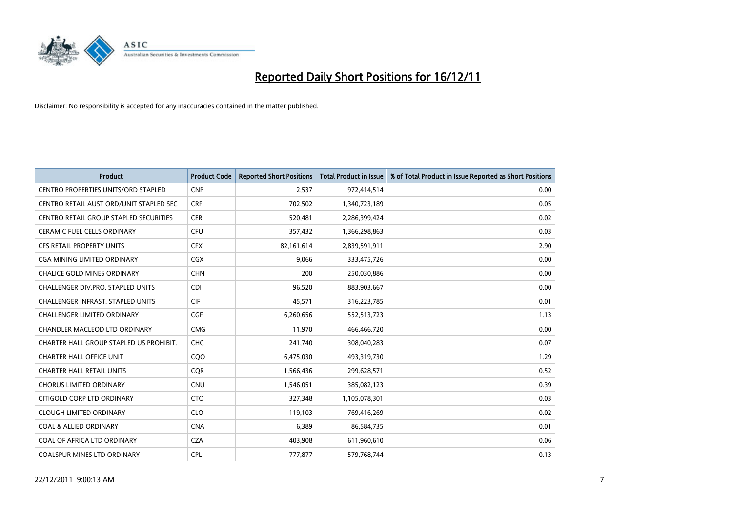# Reported Daily Short Positions for 16/12/11

Disclaimer: No responsibility is accepted for any inaccuracies contained in the matter published.

| Product | Product Code | Reported Short Positions | Total Product in Issue | % of Total Product in Issue Reported as Short Positions |
|---|---|---|---|---|
| CENTRO PROPERTIES UNITS/ORD STAPLED | CNP | 2,537 | 972,414,514 | 0.00 |
| CENTRO RETAIL AUST ORD/UNIT STAPLED SEC | CRF | 702,502 | 1,340,723,189 | 0.05 |
| CENTRO RETAIL GROUP STAPLED SECURITIES | CER | 520,481 | 2,286,399,424 | 0.02 |
| CERAMIC FUEL CELLS ORDINARY | CFU | 357,432 | 1,366,298,863 | 0.03 |
| CFS RETAIL PROPERTY UNITS | CFX | 82,161,614 | 2,839,591,911 | 2.90 |
| CGA MINING LIMITED ORDINARY | CGX | 9,066 | 333,475,726 | 0.00 |
| CHALICE GOLD MINES ORDINARY | CHN | 200 | 250,030,886 | 0.00 |
| CHALLENGER DIV.PRO. STAPLED UNITS | CDI | 96,520 | 883,903,667 | 0.00 |
| CHALLENGER INFRAST. STAPLED UNITS | CIF | 45,571 | 316,223,785 | 0.01 |
| CHALLENGER LIMITED ORDINARY | CGF | 6,260,656 | 552,513,723 | 1.13 |
| CHANDLER MACLEOD LTD ORDINARY | CMG | 11,970 | 466,466,720 | 0.00 |
| CHARTER HALL GROUP STAPLED US PROHIBIT. | CHC | 241,740 | 308,040,283 | 0.07 |
| CHARTER HALL OFFICE UNIT | CQO | 6,475,030 | 493,319,730 | 1.29 |
| CHARTER HALL RETAIL UNITS | CQR | 1,566,436 | 299,628,571 | 0.52 |
| CHORUS LIMITED ORDINARY | CNU | 1,546,051 | 385,082,123 | 0.39 |
| CITIGOLD CORP LTD ORDINARY | CTO | 327,348 | 1,105,078,301 | 0.03 |
| CLOUGH LIMITED ORDINARY | CLO | 119,103 | 769,416,269 | 0.02 |
| COAL & ALLIED ORDINARY | CNA | 6,389 | 86,584,735 | 0.01 |
| COAL OF AFRICA LTD ORDINARY | CZA | 403,908 | 611,960,610 | 0.06 |
| COALSPUR MINES LTD ORDINARY | CPL | 777,877 | 579,768,744 | 0.13 |

22/12/2011 9:00:13 AM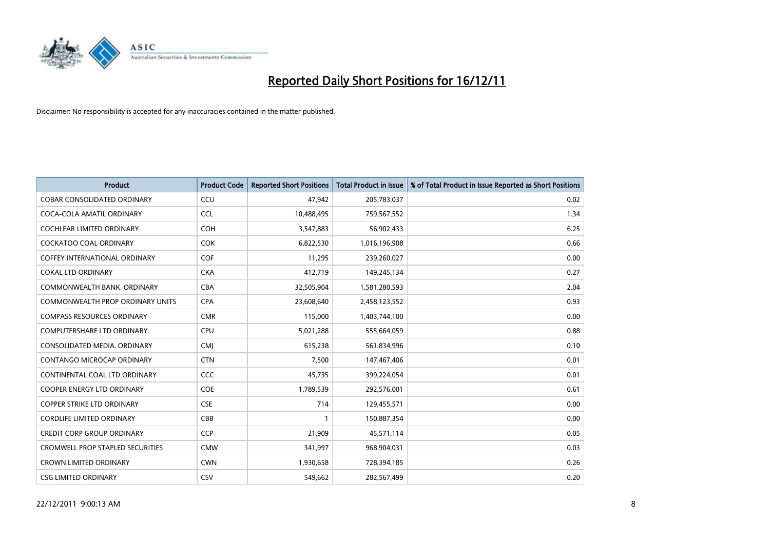# Reported Daily Short Positions for 16/12/11

Disclaimer: No responsibility is accepted for any inaccuracies contained in the matter published.

| Product | Product Code | Reported Short Positions | Total Product in Issue | % of Total Product in Issue Reported as Short Positions |
|---|---|---|---|---|
| COBAR CONSOLIDATED ORDINARY | CCU | 47,942 | 205,783,037 | 0.02 |
| COCA-COLA AMATIL ORDINARY | CCL | 10,488,495 | 759,567,552 | 1.34 |
| COCHLEAR LIMITED ORDINARY | COH | 3,547,883 | 56,902,433 | 6.25 |
| COCKATOO COAL ORDINARY | COK | 6,822,530 | 1,016,196,908 | 0.66 |
| COFFEY INTERNATIONAL ORDINARY | COF | 11,295 | 239,260,027 | 0.00 |
| COKAL LTD ORDINARY | CKA | 412,719 | 149,245,134 | 0.27 |
| COMMONWEALTH BANK. ORDINARY | CBA | 32,505,904 | 1,581,280,593 | 2.04 |
| COMMONWEALTH PROP ORDINARY UNITS | CPA | 23,608,640 | 2,458,123,552 | 0.93 |
| COMPASS RESOURCES ORDINARY | CMR | 115,000 | 1,403,744,100 | 0.00 |
| COMPUTERSHARE LTD ORDINARY | CPU | 5,021,288 | 555,664,059 | 0.88 |
| CONSOLIDATED MEDIA. ORDINARY | CMJ | 615,238 | 561,834,996 | 0.10 |
| CONTANGO MICROCAP ORDINARY | CTN | 7,500 | 147,467,406 | 0.01 |
| CONTINENTAL COAL LTD ORDINARY | CCC | 45,735 | 399,224,054 | 0.01 |
| COOPER ENERGY LTD ORDINARY | COE | 1,789,539 | 292,576,001 | 0.61 |
| COPPER STRIKE LTD ORDINARY | CSE | 714 | 129,455,571 | 0.00 |
| CORDLIFE LIMITED ORDINARY | CBB | 1 | 150,887,354 | 0.00 |
| CREDIT CORP GROUP ORDINARY | CCP | 21,909 | 45,571,114 | 0.05 |
| CROMWELL PROP STAPLED SECURITIES | CMW | 341,997 | 968,904,031 | 0.03 |
| CROWN LIMITED ORDINARY | CWN | 1,930,658 | 728,394,185 | 0.26 |
| CSG LIMITED ORDINARY | CSV | 549,662 | 282,567,499 | 0.20 |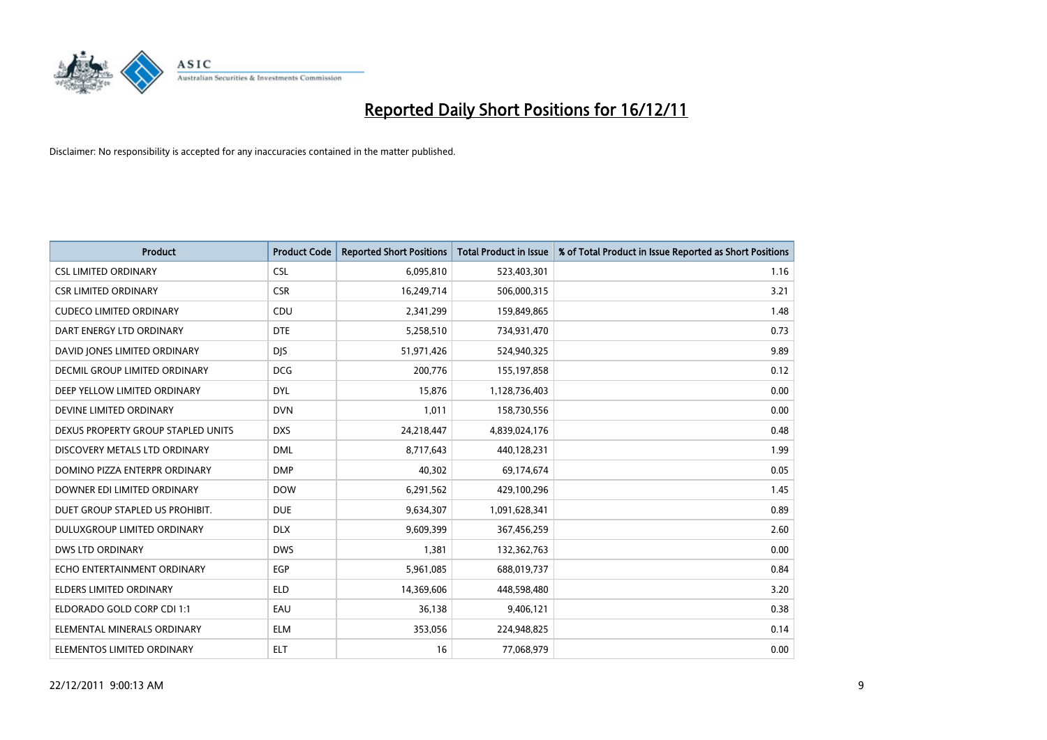# Reported Daily Short Positions for 16/12/11

Disclaimer: No responsibility is accepted for any inaccuracies contained in the matter published.

| Product | Product Code | Reported Short Positions | Total Product in Issue | % of Total Product in Issue Reported as Short Positions |
|---|---|---|---|---|
| CSL LIMITED ORDINARY | CSL | 6,095,810 | 523,403,301 | 1.16 |
| CSR LIMITED ORDINARY | CSR | 16,249,714 | 506,000,315 | 3.21 |
| CUDECO LIMITED ORDINARY | CDU | 2,341,299 | 159,849,865 | 1.48 |
| DART ENERGY LTD ORDINARY | DTE | 5,258,510 | 734,931,470 | 0.73 |
| DAVID JONES LIMITED ORDINARY | DJS | 51,971,426 | 524,940,325 | 9.89 |
| DECMIL GROUP LIMITED ORDINARY | DCG | 200,776 | 155,197,858 | 0.12 |
| DEEP YELLOW LIMITED ORDINARY | DYL | 15,876 | 1,128,736,403 | 0.00 |
| DEVINE LIMITED ORDINARY | DVN | 1,011 | 158,730,556 | 0.00 |
| DEXUS PROPERTY GROUP STAPLED UNITS | DXS | 24,218,447 | 4,839,024,176 | 0.48 |
| DISCOVERY METALS LTD ORDINARY | DML | 8,717,643 | 440,128,231 | 1.99 |
| DOMINO PIZZA ENTERPR ORDINARY | DMP | 40,302 | 69,174,674 | 0.05 |
| DOWNER EDI LIMITED ORDINARY | DOW | 6,291,562 | 429,100,296 | 1.45 |
| DUET GROUP STAPLED US PROHIBIT. | DUE | 9,634,307 | 1,091,628,341 | 0.89 |
| DULUXGROUP LIMITED ORDINARY | DLX | 9,609,399 | 367,456,259 | 2.60 |
| DWS LTD ORDINARY | DWS | 1,381 | 132,362,763 | 0.00 |
| ECHO ENTERTAINMENT ORDINARY | EGP | 5,961,085 | 688,019,737 | 0.84 |
| ELDERS LIMITED ORDINARY | ELD | 14,369,606 | 448,598,480 | 3.20 |
| ELDORADO GOLD CORP CDI 1:1 | EAU | 36,138 | 9,406,121 | 0.38 |
| ELEMENTAL MINERALS ORDINARY | ELM | 353,056 | 224,948,825 | 0.14 |
| ELEMENTOS LIMITED ORDINARY | ELT | 16 | 77,068,979 | 0.00 |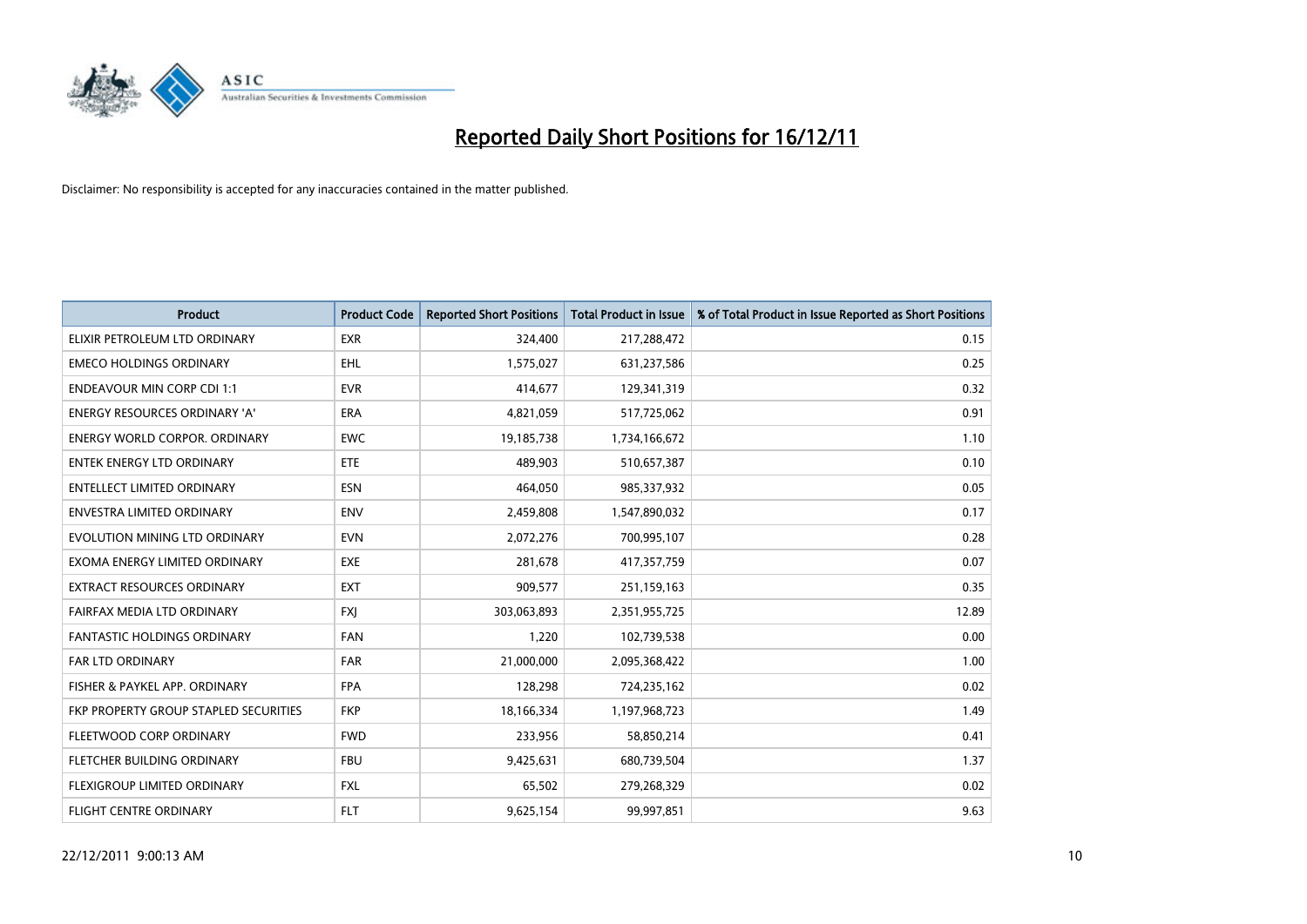# Reported Daily Short Positions for 16/12/11

Disclaimer: No responsibility is accepted for any inaccuracies contained in the matter published.

| Product | Product Code | Reported Short Positions | Total Product in Issue | % of Total Product in Issue Reported as Short Positions |
|---|---|---|---|---|
| ELIXIR PETROLEUM LTD ORDINARY | EXR | 324,400 | 217,288,472 | 0.15 |
| EMECO HOLDINGS ORDINARY | EHL | 1,575,027 | 631,237,586 | 0.25 |
| ENDEAVOUR MIN CORP CDI 1:1 | EVR | 414,677 | 129,341,319 | 0.32 |
| ENERGY RESOURCES ORDINARY 'A' | ERA | 4,821,059 | 517,725,062 | 0.91 |
| ENERGY WORLD CORPOR. ORDINARY | EWC | 19,185,738 | 1,734,166,672 | 1.10 |
| ENTEK ENERGY LTD ORDINARY | ETE | 489,903 | 510,657,387 | 0.10 |
| ENTELLECT LIMITED ORDINARY | ESN | 464,050 | 985,337,932 | 0.05 |
| ENVESTRA LIMITED ORDINARY | ENV | 2,459,808 | 1,547,890,032 | 0.17 |
| EVOLUTION MINING LTD ORDINARY | EVN | 2,072,276 | 700,995,107 | 0.28 |
| EXOMA ENERGY LIMITED ORDINARY | EXE | 281,678 | 417,357,759 | 0.07 |
| EXTRACT RESOURCES ORDINARY | EXT | 909,577 | 251,159,163 | 0.35 |
| FAIRFAX MEDIA LTD ORDINARY | FXJ | 303,063,893 | 2,351,955,725 | 12.89 |
| FANTASTIC HOLDINGS ORDINARY | FAN | 1,220 | 102,739,538 | 0.00 |
| FAR LTD ORDINARY | FAR | 21,000,000 | 2,095,368,422 | 1.00 |
| FISHER & PAYKEL APP. ORDINARY | FPA | 128,298 | 724,235,162 | 0.02 |
| FKP PROPERTY GROUP STAPLED SECURITIES | FKP | 18,166,334 | 1,197,968,723 | 1.49 |
| FLEETWOOD CORP ORDINARY | FWD | 233,956 | 58,850,214 | 0.41 |
| FLETCHER BUILDING ORDINARY | FBU | 9,425,631 | 680,739,504 | 1.37 |
| FLEXIGROUP LIMITED ORDINARY | FXL | 65,502 | 279,268,329 | 0.02 |
| FLIGHT CENTRE ORDINARY | FLT | 9,625,154 | 99,997,851 | 9.63 |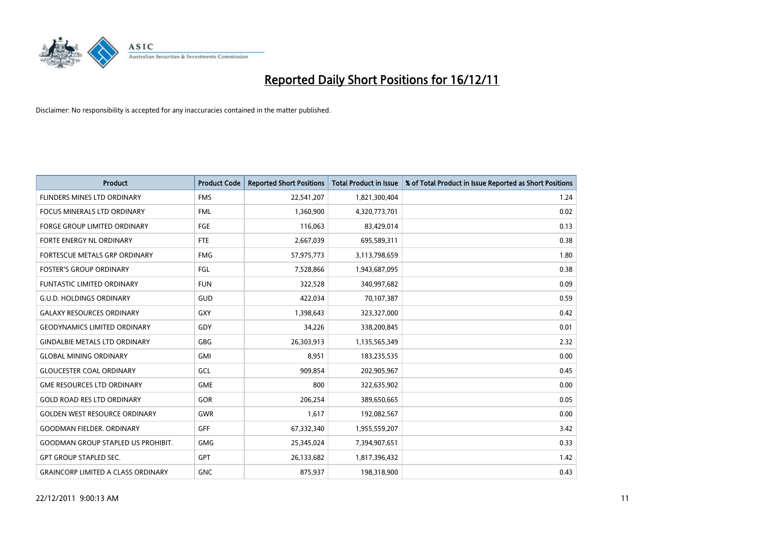# Reported Daily Short Positions for 16/12/11

Disclaimer: No responsibility is accepted for any inaccuracies contained in the matter published.

| Product | Product Code | Reported Short Positions | Total Product in Issue | % of Total Product in Issue Reported as Short Positions |
|---|---|---|---|---|
| FLINDERS MINES LTD ORDINARY | FMS | 22,541,207 | 1,821,300,404 | 1.24 |
| FOCUS MINERALS LTD ORDINARY | FML | 1,360,900 | 4,320,773,701 | 0.02 |
| FORGE GROUP LIMITED ORDINARY | FGE | 116,063 | 83,429,014 | 0.13 |
| FORTE ENERGY NL ORDINARY | FTE | 2,667,039 | 695,589,311 | 0.38 |
| FORTESCUE METALS GRP ORDINARY | FMG | 57,975,773 | 3,113,798,659 | 1.80 |
| FOSTER'S GROUP ORDINARY | FGL | 7,528,866 | 1,943,687,095 | 0.38 |
| FUNTASTIC LIMITED ORDINARY | FUN | 322,528 | 340,997,682 | 0.09 |
| G.U.D. HOLDINGS ORDINARY | GUD | 422,034 | 70,107,387 | 0.59 |
| GALAXY RESOURCES ORDINARY | GXY | 1,398,643 | 323,327,000 | 0.42 |
| GEODYNAMICS LIMITED ORDINARY | GDY | 34,226 | 338,200,845 | 0.01 |
| GINDALBIE METALS LTD ORDINARY | GBG | 26,303,913 | 1,135,565,349 | 2.32 |
| GLOBAL MINING ORDINARY | GMI | 8,951 | 183,235,535 | 0.00 |
| GLOUCESTER COAL ORDINARY | GCL | 909,854 | 202,905,967 | 0.45 |
| GME RESOURCES LTD ORDINARY | GME | 800 | 322,635,902 | 0.00 |
| GOLD ROAD RES LTD ORDINARY | GOR | 206,254 | 389,650,665 | 0.05 |
| GOLDEN WEST RESOURCE ORDINARY | GWR | 1,617 | 192,082,567 | 0.00 |
| GOODMAN FIELDER. ORDINARY | GFF | 67,332,340 | 1,955,559,207 | 3.42 |
| GOODMAN GROUP STAPLED US PROHIBIT. | GMG | 25,345,024 | 7,394,907,651 | 0.33 |
| GPT GROUP STAPLED SEC. | GPT | 26,133,682 | 1,817,396,432 | 1.42 |
| GRAINCORP LIMITED A CLASS ORDINARY | GNC | 875,937 | 198,318,900 | 0.43 |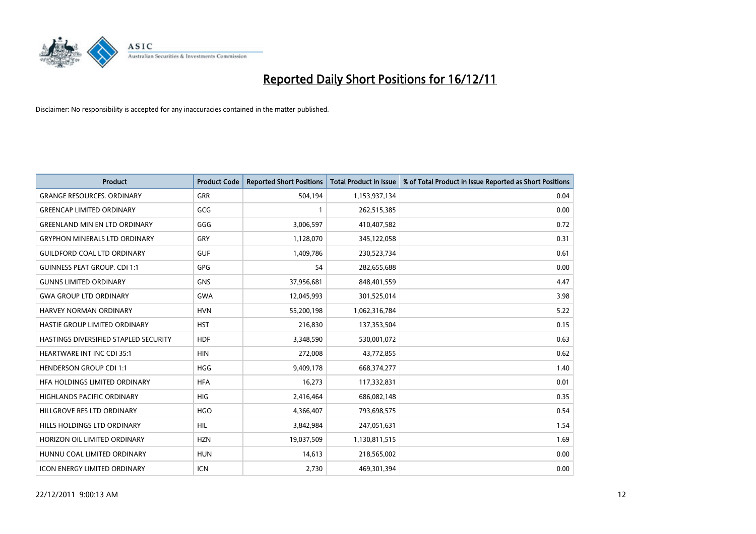# Reported Daily Short Positions for 16/12/11

Disclaimer: No responsibility is accepted for any inaccuracies contained in the matter published.

| Product | Product Code | Reported Short Positions | Total Product in Issue | % of Total Product in Issue Reported as Short Positions |
|---|---|---|---|---|
| GRANGE RESOURCES. ORDINARY | GRR | 504,194 | 1,153,937,134 | 0.04 |
| GREENCAP LIMITED ORDINARY | GCG | 1 | 262,515,385 | 0.00 |
| GREENLAND MIN EN LTD ORDINARY | GGG | 3,006,597 | 410,407,582 | 0.72 |
| GRYPHON MINERALS LTD ORDINARY | GRY | 1,128,070 | 345,122,058 | 0.31 |
| GUILDFORD COAL LTD ORDINARY | GUF | 1,409,786 | 230,523,734 | 0.61 |
| GUINNESS PEAT GROUP. CDI 1:1 | GPG | 54 | 282,655,688 | 0.00 |
| GUNNS LIMITED ORDINARY | GNS | 37,956,681 | 848,401,559 | 4.47 |
| GWA GROUP LTD ORDINARY | GWA | 12,045,993 | 301,525,014 | 3.98 |
| HARVEY NORMAN ORDINARY | HVN | 55,200,198 | 1,062,316,784 | 5.22 |
| HASTIE GROUP LIMITED ORDINARY | HST | 216,830 | 137,353,504 | 0.15 |
| HASTINGS DIVERSIFIED STAPLED SECURITY | HDF | 3,348,590 | 530,001,072 | 0.63 |
| HEARTWARE INT INC CDI 35:1 | HIN | 272,008 | 43,772,855 | 0.62 |
| HENDERSON GROUP CDI 1:1 | HGG | 9,409,178 | 668,374,277 | 1.40 |
| HFA HOLDINGS LIMITED ORDINARY | HFA | 16,273 | 117,332,831 | 0.01 |
| HIGHLANDS PACIFIC ORDINARY | HIG | 2,416,464 | 686,082,148 | 0.35 |
| HILLGROVE RES LTD ORDINARY | HGO | 4,366,407 | 793,698,575 | 0.54 |
| HILLS HOLDINGS LTD ORDINARY | HIL | 3,842,984 | 247,051,631 | 1.54 |
| HORIZON OIL LIMITED ORDINARY | HZN | 19,037,509 | 1,130,811,515 | 1.69 |
| HUNNU COAL LIMITED ORDINARY | HUN | 14,613 | 218,565,002 | 0.00 |
| ICON ENERGY LIMITED ORDINARY | ICN | 2,730 | 469,301,394 | 0.00 |

22/12/2011 9:00:13 AM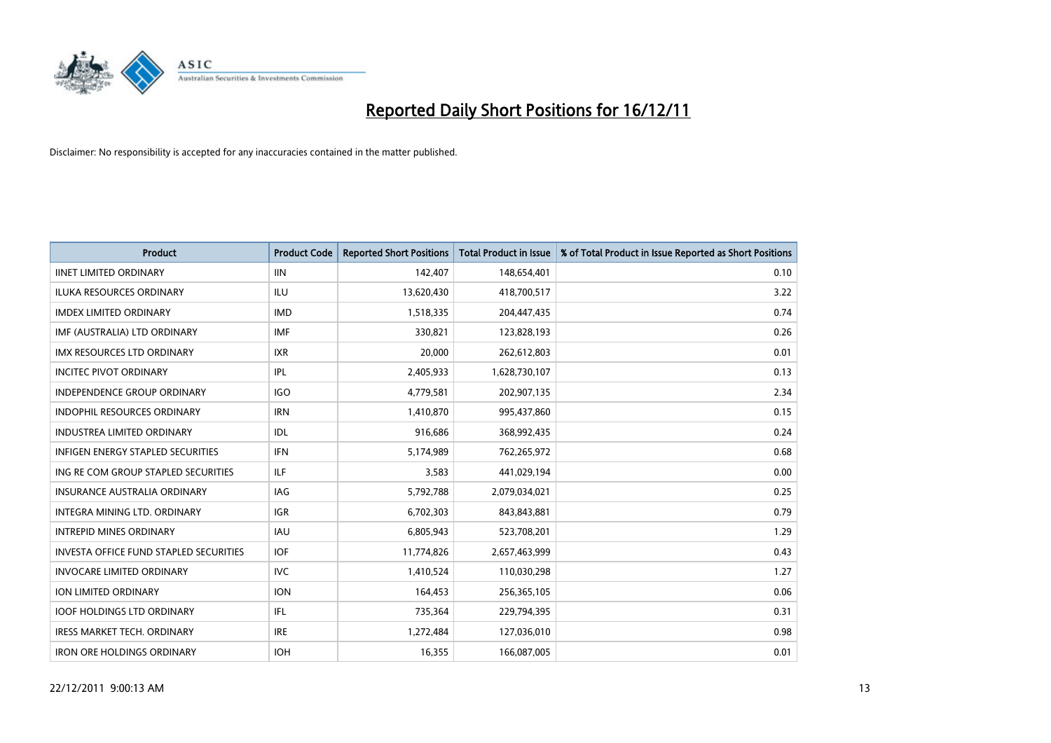# Reported Daily Short Positions for 16/12/11

Disclaimer: No responsibility is accepted for any inaccuracies contained in the matter published.

| Product | Product Code | Reported Short Positions | Total Product in Issue | % of Total Product in Issue Reported as Short Positions |
|---|---|---|---|---|
| IINET LIMITED ORDINARY | IIN | 142,407 | 148,654,401 | 0.10 |
| ILUKA RESOURCES ORDINARY | ILU | 13,620,430 | 418,700,517 | 3.22 |
| IMDEX LIMITED ORDINARY | IMD | 1,518,335 | 204,447,435 | 0.74 |
| IMF (AUSTRALIA) LTD ORDINARY | IMF | 330,821 | 123,828,193 | 0.26 |
| IMX RESOURCES LTD ORDINARY | IXR | 20,000 | 262,612,803 | 0.01 |
| INCITEC PIVOT ORDINARY | IPL | 2,405,933 | 1,628,730,107 | 0.13 |
| INDEPENDENCE GROUP ORDINARY | IGO | 4,779,581 | 202,907,135 | 2.34 |
| INDOPHIL RESOURCES ORDINARY | IRN | 1,410,870 | 995,437,860 | 0.15 |
| INDUSTREA LIMITED ORDINARY | IDL | 916,686 | 368,992,435 | 0.24 |
| INFIGEN ENERGY STAPLED SECURITIES | IFN | 5,174,989 | 762,265,972 | 0.68 |
| ING RE COM GROUP STAPLED SECURITIES | ILF | 3,583 | 441,029,194 | 0.00 |
| INSURANCE AUSTRALIA ORDINARY | IAG | 5,792,788 | 2,079,034,021 | 0.25 |
| INTEGRA MINING LTD. ORDINARY | IGR | 6,702,303 | 843,843,881 | 0.79 |
| INTREPID MINES ORDINARY | IAU | 6,805,943 | 523,708,201 | 1.29 |
| INVESTA OFFICE FUND STAPLED SECURITIES | IOF | 11,774,826 | 2,657,463,999 | 0.43 |
| INVOCARE LIMITED ORDINARY | IVC | 1,410,524 | 110,030,298 | 1.27 |
| ION LIMITED ORDINARY | ION | 164,453 | 256,365,105 | 0.06 |
| IOOF HOLDINGS LTD ORDINARY | IFL | 735,364 | 229,794,395 | 0.31 |
| IRESS MARKET TECH. ORDINARY | IRE | 1,272,484 | 127,036,010 | 0.98 |
| IRON ORE HOLDINGS ORDINARY | IOH | 16,355 | 166,087,005 | 0.01 |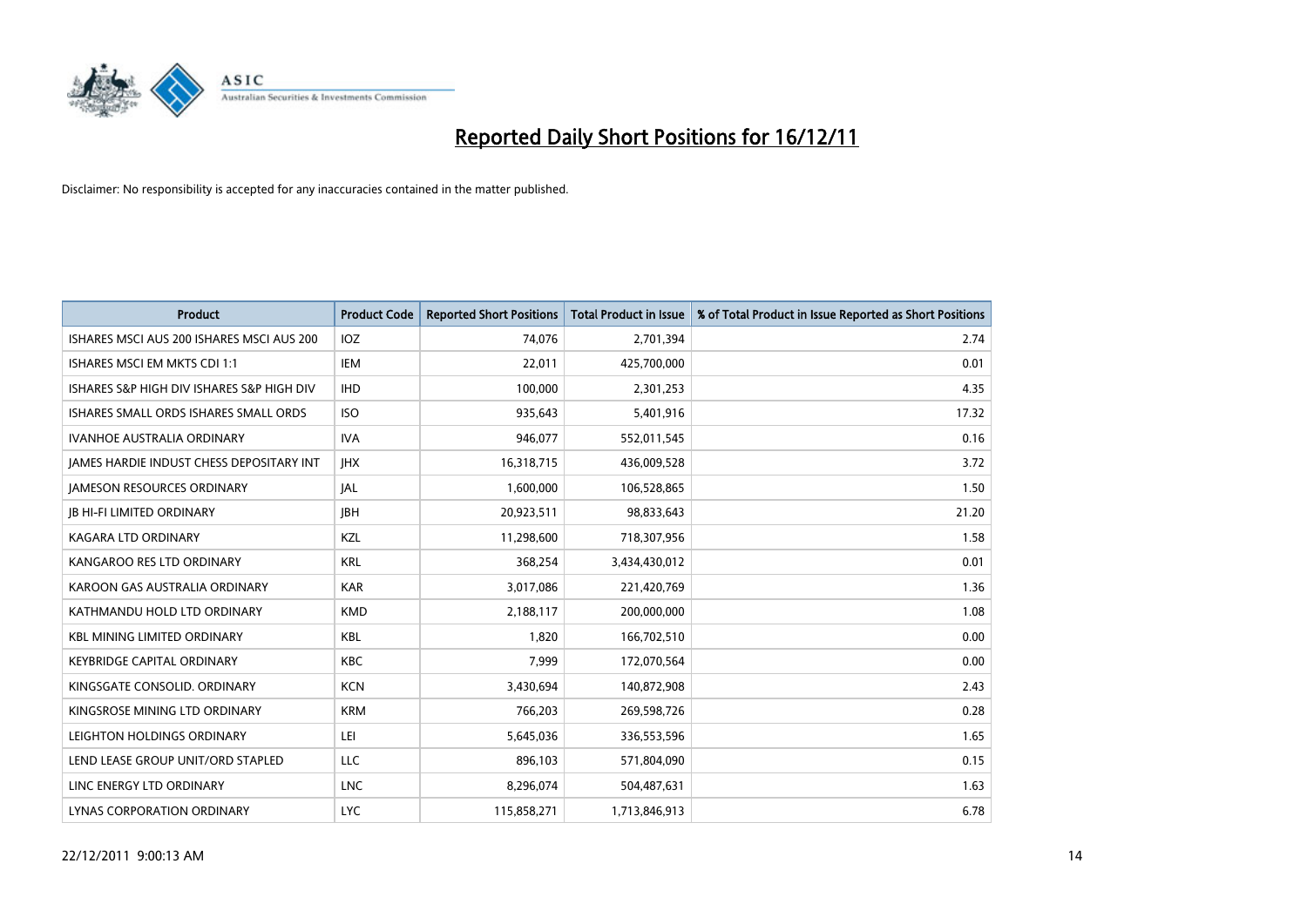# Reported Daily Short Positions for 16/12/11

Disclaimer: No responsibility is accepted for any inaccuracies contained in the matter published.

| Product | Product Code | Reported Short Positions | Total Product in Issue | % of Total Product in Issue Reported as Short Positions |
|---|---|---|---|---|
| ISHARES MSCI AUS 200 ISHARES MSCI AUS 200 | IOZ | 74,076 | 2,701,394 | 2.74 |
| ISHARES MSCI EM MKTS CDI 1:1 | IEM | 22,011 | 425,700,000 | 0.01 |
| ISHARES S&P HIGH DIV ISHARES S&P HIGH DIV | IHD | 100,000 | 2,301,253 | 4.35 |
| ISHARES SMALL ORDS ISHARES SMALL ORDS | ISO | 935,643 | 5,401,916 | 17.32 |
| IVANHOE AUSTRALIA ORDINARY | IVA | 946,077 | 552,011,545 | 0.16 |
| JAMES HARDIE INDUST CHESS DEPOSITARY INT | JHX | 16,318,715 | 436,009,528 | 3.72 |
| JAMESON RESOURCES ORDINARY | JAL | 1,600,000 | 106,528,865 | 1.50 |
| JB HI-FI LIMITED ORDINARY | JBH | 20,923,511 | 98,833,643 | 21.20 |
| KAGARA LTD ORDINARY | KZL | 11,298,600 | 718,307,956 | 1.58 |
| KANGAROO RES LTD ORDINARY | KRL | 368,254 | 3,434,430,012 | 0.01 |
| KAROON GAS AUSTRALIA ORDINARY | KAR | 3,017,086 | 221,420,769 | 1.36 |
| KATHMANDU HOLD LTD ORDINARY | KMD | 2,188,117 | 200,000,000 | 1.08 |
| KBL MINING LIMITED ORDINARY | KBL | 1,820 | 166,702,510 | 0.00 |
| KEYBRIDGE CAPITAL ORDINARY | KBC | 7,999 | 172,070,564 | 0.00 |
| KINGSGATE CONSOLID. ORDINARY | KCN | 3,430,694 | 140,872,908 | 2.43 |
| KINGSROSE MINING LTD ORDINARY | KRM | 766,203 | 269,598,726 | 0.28 |
| LEIGHTON HOLDINGS ORDINARY | LEI | 5,645,036 | 336,553,596 | 1.65 |
| LEND LEASE GROUP UNIT/ORD STAPLED | LLC | 896,103 | 571,804,090 | 0.15 |
| LINC ENERGY LTD ORDINARY | LNC | 8,296,074 | 504,487,631 | 1.63 |
| LYNAS CORPORATION ORDINARY | LYC | 115,858,271 | 1,713,846,913 | 6.78 |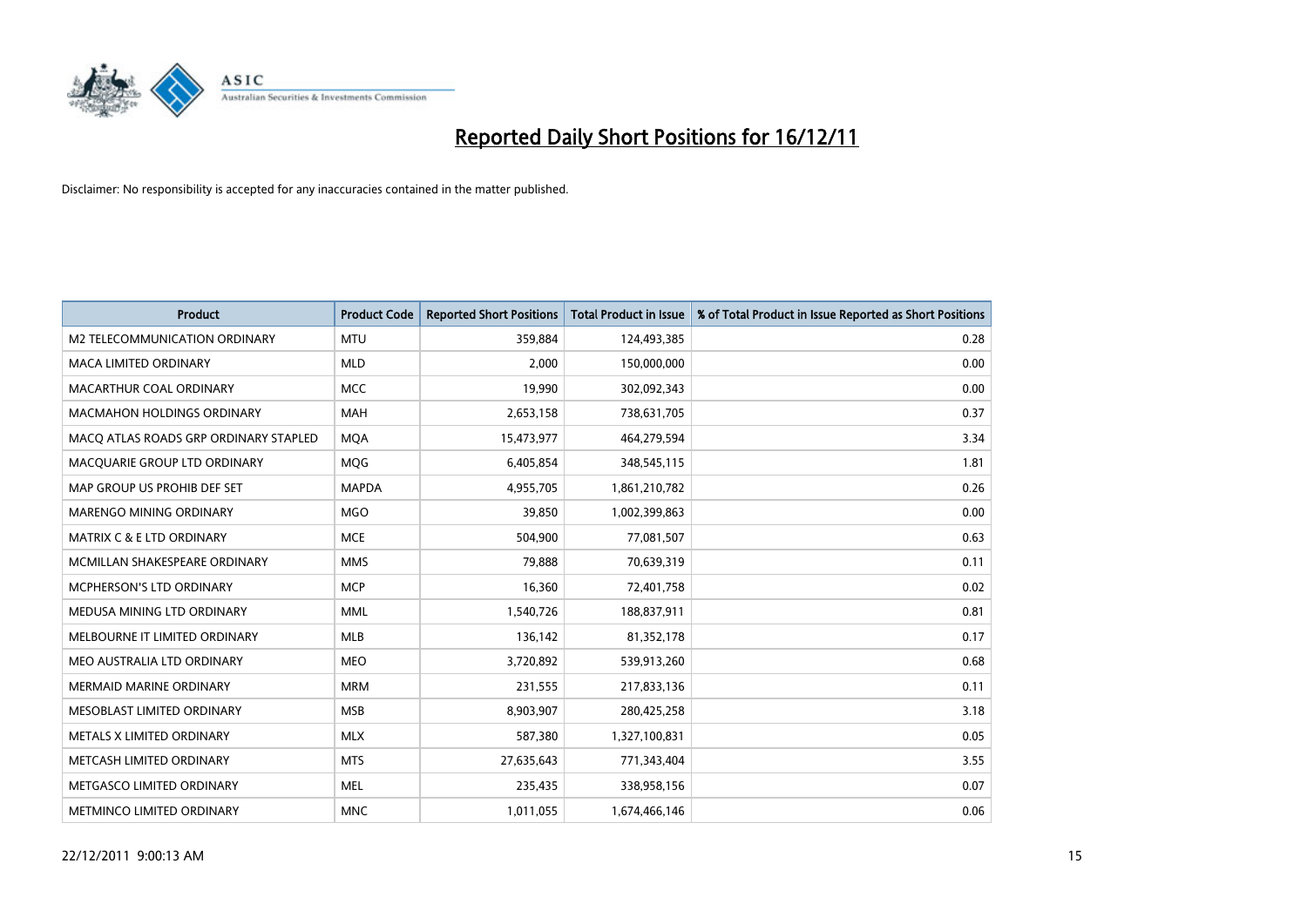# Reported Daily Short Positions for 16/12/11

Disclaimer: No responsibility is accepted for any inaccuracies contained in the matter published.

| Product | Product Code | Reported Short Positions | Total Product in Issue | % of Total Product in Issue Reported as Short Positions |
|---|---|---|---|---|
| M2 TELECOMMUNICATION ORDINARY | MTU | 359,884 | 124,493,385 | 0.28 |
| MACA LIMITED ORDINARY | MLD | 2,000 | 150,000,000 | 0.00 |
| MACARTHUR COAL ORDINARY | MCC | 19,990 | 302,092,343 | 0.00 |
| MACMAHON HOLDINGS ORDINARY | MAH | 2,653,158 | 738,631,705 | 0.37 |
| MACQ ATLAS ROADS GRP ORDINARY STAPLED | MQA | 15,473,977 | 464,279,594 | 3.34 |
| MACQUARIE GROUP LTD ORDINARY | MQG | 6,405,854 | 348,545,115 | 1.81 |
| MAP GROUP US PROHIB DEF SET | MAPDA | 4,955,705 | 1,861,210,782 | 0.26 |
| MARENGO MINING ORDINARY | MGO | 39,850 | 1,002,399,863 | 0.00 |
| MATRIX C & E LTD ORDINARY | MCE | 504,900 | 77,081,507 | 0.63 |
| MCMILLAN SHAKESPEARE ORDINARY | MMS | 79,888 | 70,639,319 | 0.11 |
| MCPHERSON'S LTD ORDINARY | MCP | 16,360 | 72,401,758 | 0.02 |
| MEDUSA MINING LTD ORDINARY | MML | 1,540,726 | 188,837,911 | 0.81 |
| MELBOURNE IT LIMITED ORDINARY | MLB | 136,142 | 81,352,178 | 0.17 |
| MEO AUSTRALIA LTD ORDINARY | MEO | 3,720,892 | 539,913,260 | 0.68 |
| MERMAID MARINE ORDINARY | MRM | 231,555 | 217,833,136 | 0.11 |
| MESOBLAST LIMITED ORDINARY | MSB | 8,903,907 | 280,425,258 | 3.18 |
| METALS X LIMITED ORDINARY | MLX | 587,380 | 1,327,100,831 | 0.05 |
| METCASH LIMITED ORDINARY | MTS | 27,635,643 | 771,343,404 | 3.55 |
| METGASCO LIMITED ORDINARY | MEL | 235,435 | 338,958,156 | 0.07 |
| METMINCO LIMITED ORDINARY | MNC | 1,011,055 | 1,674,466,146 | 0.06 |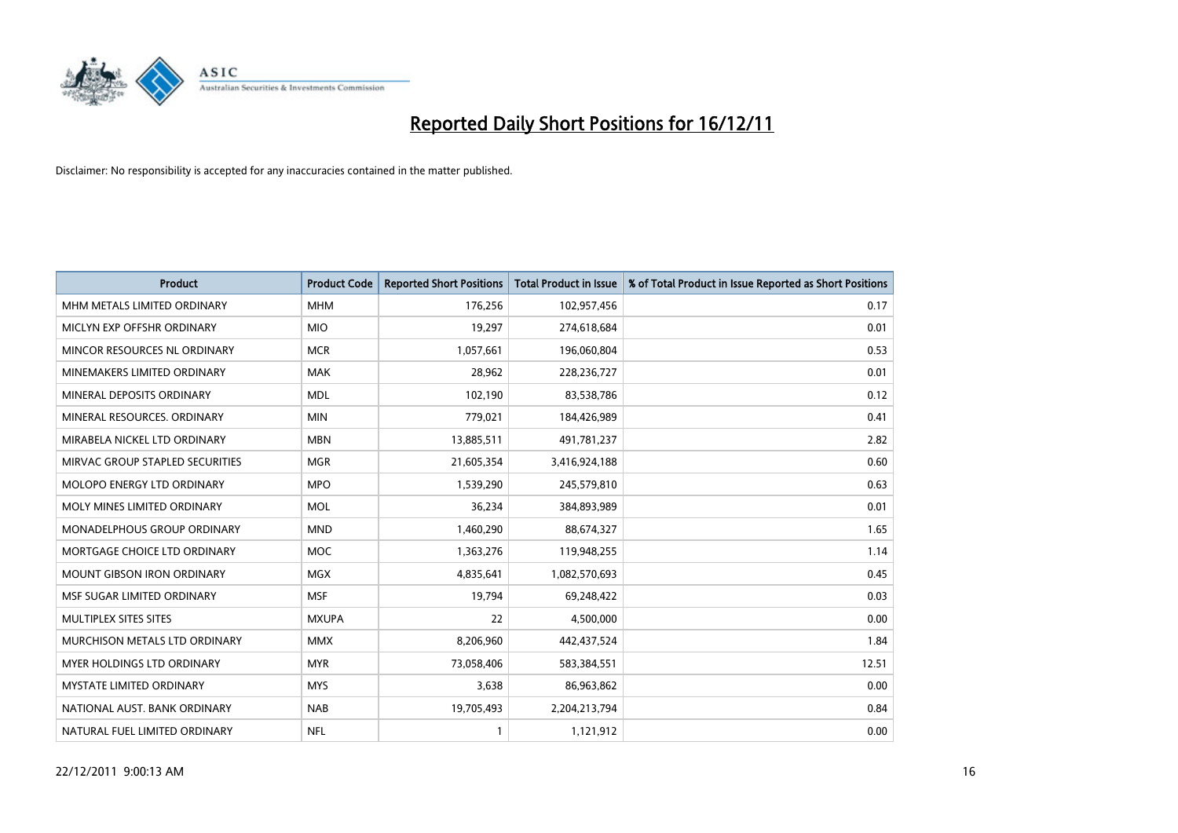# Reported Daily Short Positions for 16/12/11

Disclaimer: No responsibility is accepted for any inaccuracies contained in the matter published.

| Product | Product Code | Reported Short Positions | Total Product in Issue | % of Total Product in Issue Reported as Short Positions |
|---|---|---|---|---|
| MHM METALS LIMITED ORDINARY | MHM | 176,256 | 102,957,456 | 0.17 |
| MICLYN EXP OFFSHR ORDINARY | MIO | 19,297 | 274,618,684 | 0.01 |
| MINCOR RESOURCES NL ORDINARY | MCR | 1,057,661 | 196,060,804 | 0.53 |
| MINEMAKERS LIMITED ORDINARY | MAK | 28,962 | 228,236,727 | 0.01 |
| MINERAL DEPOSITS ORDINARY | MDL | 102,190 | 83,538,786 | 0.12 |
| MINERAL RESOURCES. ORDINARY | MIN | 779,021 | 184,426,989 | 0.41 |
| MIRABELA NICKEL LTD ORDINARY | MBN | 13,885,511 | 491,781,237 | 2.82 |
| MIRVAC GROUP STAPLED SECURITIES | MGR | 21,605,354 | 3,416,924,188 | 0.60 |
| MOLOPO ENERGY LTD ORDINARY | MPO | 1,539,290 | 245,579,810 | 0.63 |
| MOLY MINES LIMITED ORDINARY | MOL | 36,234 | 384,893,989 | 0.01 |
| MONADELPHOUS GROUP ORDINARY | MND | 1,460,290 | 88,674,327 | 1.65 |
| MORTGAGE CHOICE LTD ORDINARY | MOC | 1,363,276 | 119,948,255 | 1.14 |
| MOUNT GIBSON IRON ORDINARY | MGX | 4,835,641 | 1,082,570,693 | 0.45 |
| MSF SUGAR LIMITED ORDINARY | MSF | 19,794 | 69,248,422 | 0.03 |
| MULTIPLEX SITES SITES | MXUPA | 22 | 4,500,000 | 0.00 |
| MURCHISON METALS LTD ORDINARY | MMX | 8,206,960 | 442,437,524 | 1.84 |
| MYER HOLDINGS LTD ORDINARY | MYR | 73,058,406 | 583,384,551 | 12.51 |
| MYSTATE LIMITED ORDINARY | MYS | 3,638 | 86,963,862 | 0.00 |
| NATIONAL AUST. BANK ORDINARY | NAB | 19,705,493 | 2,204,213,794 | 0.84 |
| NATURAL FUEL LIMITED ORDINARY | NFL | 1 | 1,121,912 | 0.00 |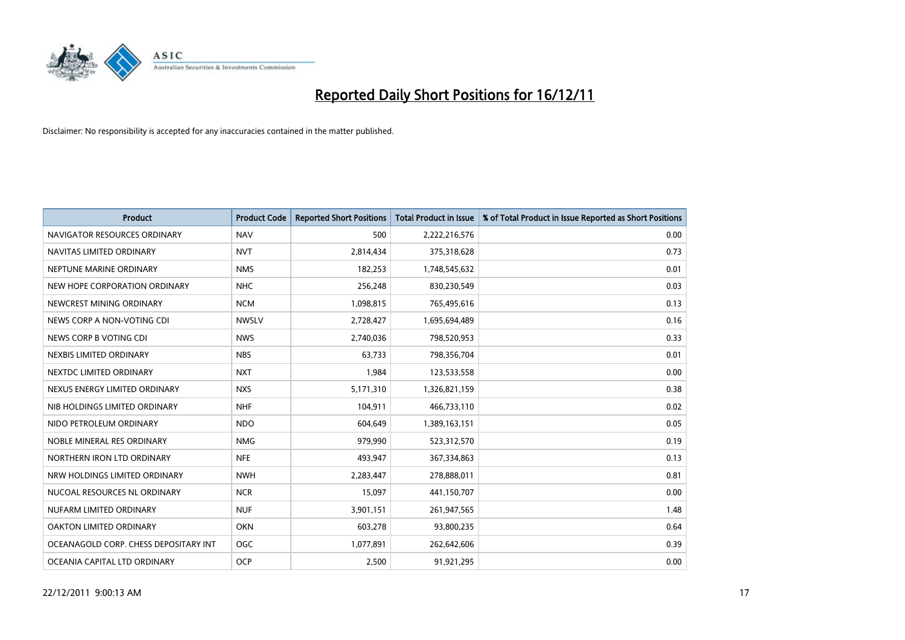# Reported Daily Short Positions for 16/12/11

Disclaimer: No responsibility is accepted for any inaccuracies contained in the matter published.

| Product | Product Code | Reported Short Positions | Total Product in Issue | % of Total Product in Issue Reported as Short Positions |
|---|---|---|---|---|
| NAVIGATOR RESOURCES ORDINARY | NAV | 500 | 2,222,216,576 | 0.00 |
| NAVITAS LIMITED ORDINARY | NVT | 2,814,434 | 375,318,628 | 0.73 |
| NEPTUNE MARINE ORDINARY | NMS | 182,253 | 1,748,545,632 | 0.01 |
| NEW HOPE CORPORATION ORDINARY | NHC | 256,248 | 830,230,549 | 0.03 |
| NEWCREST MINING ORDINARY | NCM | 1,098,815 | 765,495,616 | 0.13 |
| NEWS CORP A NON-VOTING CDI | NWSLV | 2,728,427 | 1,695,694,489 | 0.16 |
| NEWS CORP B VOTING CDI | NWS | 2,740,036 | 798,520,953 | 0.33 |
| NEXBIS LIMITED ORDINARY | NBS | 63,733 | 798,356,704 | 0.01 |
| NEXTDC LIMITED ORDINARY | NXT | 1,984 | 123,533,558 | 0.00 |
| NEXUS ENERGY LIMITED ORDINARY | NXS | 5,171,310 | 1,326,821,159 | 0.38 |
| NIB HOLDINGS LIMITED ORDINARY | NHF | 104,911 | 466,733,110 | 0.02 |
| NIDO PETROLEUM ORDINARY | NDO | 604,649 | 1,389,163,151 | 0.05 |
| NOBLE MINERAL RES ORDINARY | NMG | 979,990 | 523,312,570 | 0.19 |
| NORTHERN IRON LTD ORDINARY | NFE | 493,947 | 367,334,863 | 0.13 |
| NRW HOLDINGS LIMITED ORDINARY | NWH | 2,283,447 | 278,888,011 | 0.81 |
| NUCOAL RESOURCES NL ORDINARY | NCR | 15,097 | 441,150,707 | 0.00 |
| NUFARM LIMITED ORDINARY | NUF | 3,901,151 | 261,947,565 | 1.48 |
| OAKTON LIMITED ORDINARY | OKN | 603,278 | 93,800,235 | 0.64 |
| OCEANAGOLD CORP. CHESS DEPOSITARY INT | OGC | 1,077,891 | 262,642,606 | 0.39 |
| OCEANIA CAPITAL LTD ORDINARY | OCP | 2,500 | 91,921,295 | 0.00 |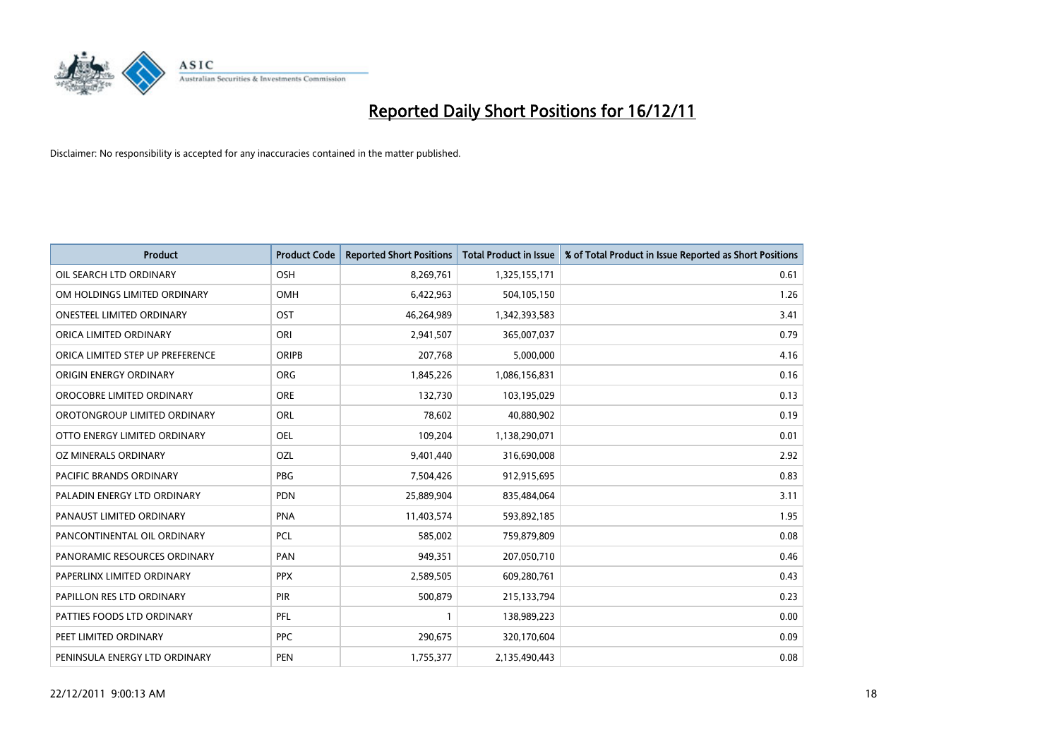# Reported Daily Short Positions for 16/12/11

Disclaimer: No responsibility is accepted for any inaccuracies contained in the matter published.

| Product | Product Code | Reported Short Positions | Total Product in Issue | % of Total Product in Issue Reported as Short Positions |
|---|---|---|---|---|
| OIL SEARCH LTD ORDINARY | OSH | 8,269,761 | 1,325,155,171 | 0.61 |
| OM HOLDINGS LIMITED ORDINARY | OMH | 6,422,963 | 504,105,150 | 1.26 |
| ONESTEEL LIMITED ORDINARY | OST | 46,264,989 | 1,342,393,583 | 3.41 |
| ORICA LIMITED ORDINARY | ORI | 2,941,507 | 365,007,037 | 0.79 |
| ORICA LIMITED STEP UP PREFERENCE | ORIPB | 207,768 | 5,000,000 | 4.16 |
| ORIGIN ENERGY ORDINARY | ORG | 1,845,226 | 1,086,156,831 | 0.16 |
| OROCOBRE LIMITED ORDINARY | ORE | 132,730 | 103,195,029 | 0.13 |
| OROTONGROUP LIMITED ORDINARY | ORL | 78,602 | 40,880,902 | 0.19 |
| OTTO ENERGY LIMITED ORDINARY | OEL | 109,204 | 1,138,290,071 | 0.01 |
| OZ MINERALS ORDINARY | OZL | 9,401,440 | 316,690,008 | 2.92 |
| PACIFIC BRANDS ORDINARY | PBG | 7,504,426 | 912,915,695 | 0.83 |
| PALADIN ENERGY LTD ORDINARY | PDN | 25,889,904 | 835,484,064 | 3.11 |
| PANAUST LIMITED ORDINARY | PNA | 11,403,574 | 593,892,185 | 1.95 |
| PANCONTINENTAL OIL ORDINARY | PCL | 585,002 | 759,879,809 | 0.08 |
| PANORAMIC RESOURCES ORDINARY | PAN | 949,351 | 207,050,710 | 0.46 |
| PAPERLINX LIMITED ORDINARY | PPX | 2,589,505 | 609,280,761 | 0.43 |
| PAPILLON RES LTD ORDINARY | PIR | 500,879 | 215,133,794 | 0.23 |
| PATTIES FOODS LTD ORDINARY | PFL | 1 | 138,989,223 | 0.00 |
| PEET LIMITED ORDINARY | PPC | 290,675 | 320,170,604 | 0.09 |
| PENINSULA ENERGY LTD ORDINARY | PEN | 1,755,377 | 2,135,490,443 | 0.08 |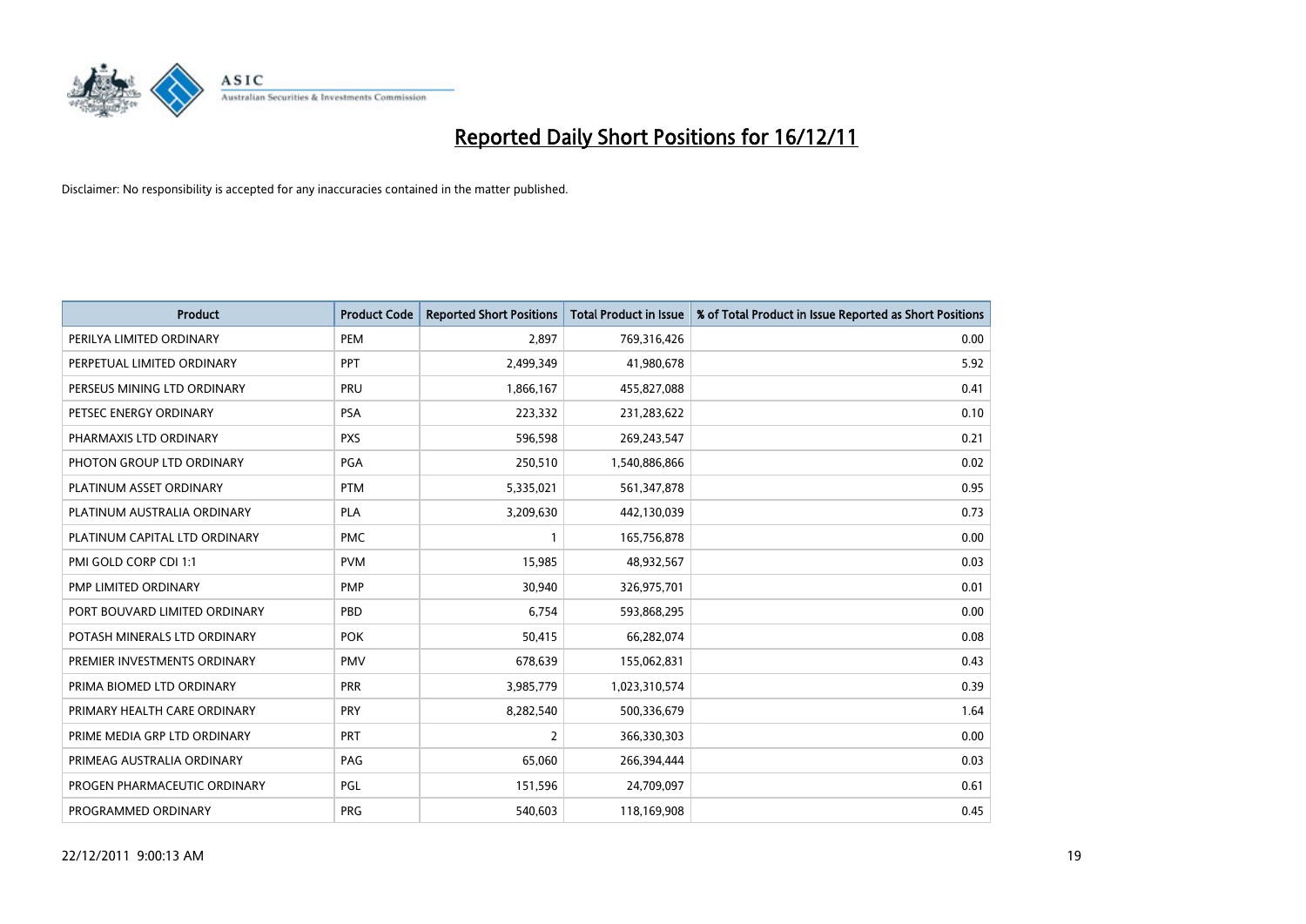# Reported Daily Short Positions for 16/12/11

Disclaimer: No responsibility is accepted for any inaccuracies contained in the matter published.

| Product | Product Code | Reported Short Positions | Total Product in Issue | % of Total Product in Issue Reported as Short Positions |
|---|---|---|---|---|
| PERILYA LIMITED ORDINARY | PEM | 2,897 | 769,316,426 | 0.00 |
| PERPETUAL LIMITED ORDINARY | PPT | 2,499,349 | 41,980,678 | 5.92 |
| PERSEUS MINING LTD ORDINARY | PRU | 1,866,167 | 455,827,088 | 0.41 |
| PETSEC ENERGY ORDINARY | PSA | 223,332 | 231,283,622 | 0.10 |
| PHARMAXIS LTD ORDINARY | PXS | 596,598 | 269,243,547 | 0.21 |
| PHOTON GROUP LTD ORDINARY | PGA | 250,510 | 1,540,886,866 | 0.02 |
| PLATINUM ASSET ORDINARY | PTM | 5,335,021 | 561,347,878 | 0.95 |
| PLATINUM AUSTRALIA ORDINARY | PLA | 3,209,630 | 442,130,039 | 0.73 |
| PLATINUM CAPITAL LTD ORDINARY | PMC | 1 | 165,756,878 | 0.00 |
| PMI GOLD CORP CDI 1:1 | PVM | 15,985 | 48,932,567 | 0.03 |
| PMP LIMITED ORDINARY | PMP | 30,940 | 326,975,701 | 0.01 |
| PORT BOUVARD LIMITED ORDINARY | PBD | 6,754 | 593,868,295 | 0.00 |
| POTASH MINERALS LTD ORDINARY | POK | 50,415 | 66,282,074 | 0.08 |
| PREMIER INVESTMENTS ORDINARY | PMV | 678,639 | 155,062,831 | 0.43 |
| PRIMA BIOMED LTD ORDINARY | PRR | 3,985,779 | 1,023,310,574 | 0.39 |
| PRIMARY HEALTH CARE ORDINARY | PRY | 8,282,540 | 500,336,679 | 1.64 |
| PRIME MEDIA GRP LTD ORDINARY | PRT | 2 | 366,330,303 | 0.00 |
| PRIMEAG AUSTRALIA ORDINARY | PAG | 65,060 | 266,394,444 | 0.03 |
| PROGEN PHARMACEUTIC ORDINARY | PGL | 151,596 | 24,709,097 | 0.61 |
| PROGRAMMED ORDINARY | PRG | 540,603 | 118,169,908 | 0.45 |

22/12/2011 9:00:13 AM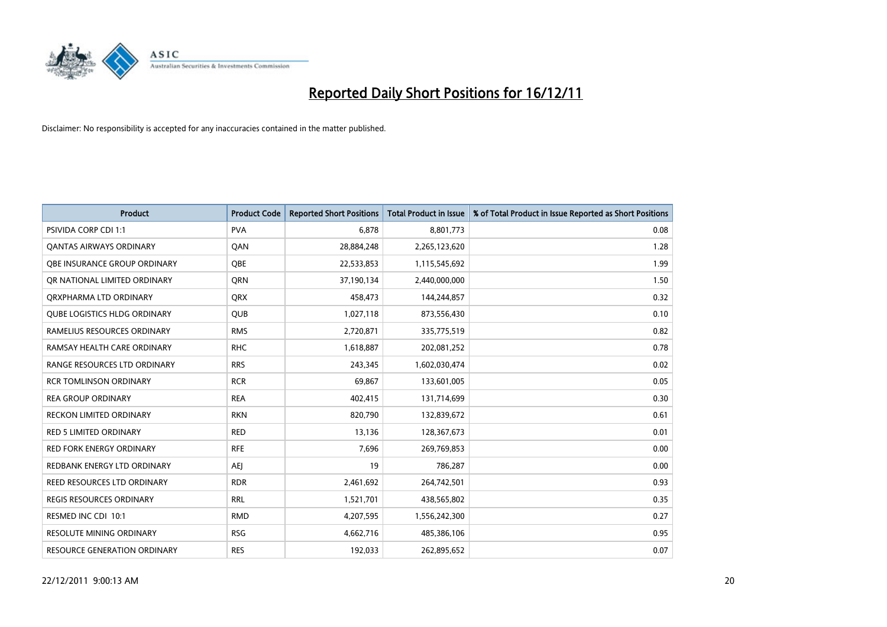# Reported Daily Short Positions for 16/12/11

Disclaimer: No responsibility is accepted for any inaccuracies contained in the matter published.

| Product | Product Code | Reported Short Positions | Total Product in Issue | % of Total Product in Issue Reported as Short Positions |
|---|---|---|---|---|
| PSIVIDA CORP CDI 1:1 | PVA | 6,878 | 8,801,773 | 0.08 |
| QANTAS AIRWAYS ORDINARY | QAN | 28,884,248 | 2,265,123,620 | 1.28 |
| QBE INSURANCE GROUP ORDINARY | QBE | 22,533,853 | 1,115,545,692 | 1.99 |
| QR NATIONAL LIMITED ORDINARY | QRN | 37,190,134 | 2,440,000,000 | 1.50 |
| QRXPHARMA LTD ORDINARY | QRX | 458,473 | 144,244,857 | 0.32 |
| QUBE LOGISTICS HLDG ORDINARY | QUB | 1,027,118 | 873,556,430 | 0.10 |
| RAMELIUS RESOURCES ORDINARY | RMS | 2,720,871 | 335,775,519 | 0.82 |
| RAMSAY HEALTH CARE ORDINARY | RHC | 1,618,887 | 202,081,252 | 0.78 |
| RANGE RESOURCES LTD ORDINARY | RRS | 243,345 | 1,602,030,474 | 0.02 |
| RCR TOMLINSON ORDINARY | RCR | 69,867 | 133,601,005 | 0.05 |
| REA GROUP ORDINARY | REA | 402,415 | 131,714,699 | 0.30 |
| RECKON LIMITED ORDINARY | RKN | 820,790 | 132,839,672 | 0.61 |
| RED 5 LIMITED ORDINARY | RED | 13,136 | 128,367,673 | 0.01 |
| RED FORK ENERGY ORDINARY | RFE | 7,696 | 269,769,853 | 0.00 |
| REDBANK ENERGY LTD ORDINARY | AEJ | 19 | 786,287 | 0.00 |
| REED RESOURCES LTD ORDINARY | RDR | 2,461,692 | 264,742,501 | 0.93 |
| REGIS RESOURCES ORDINARY | RRL | 1,521,701 | 438,565,802 | 0.35 |
| RESMED INC CDI 10:1 | RMD | 4,207,595 | 1,556,242,300 | 0.27 |
| RESOLUTE MINING ORDINARY | RSG | 4,662,716 | 485,386,106 | 0.95 |
| RESOURCE GENERATION ORDINARY | RES | 192,033 | 262,895,652 | 0.07 |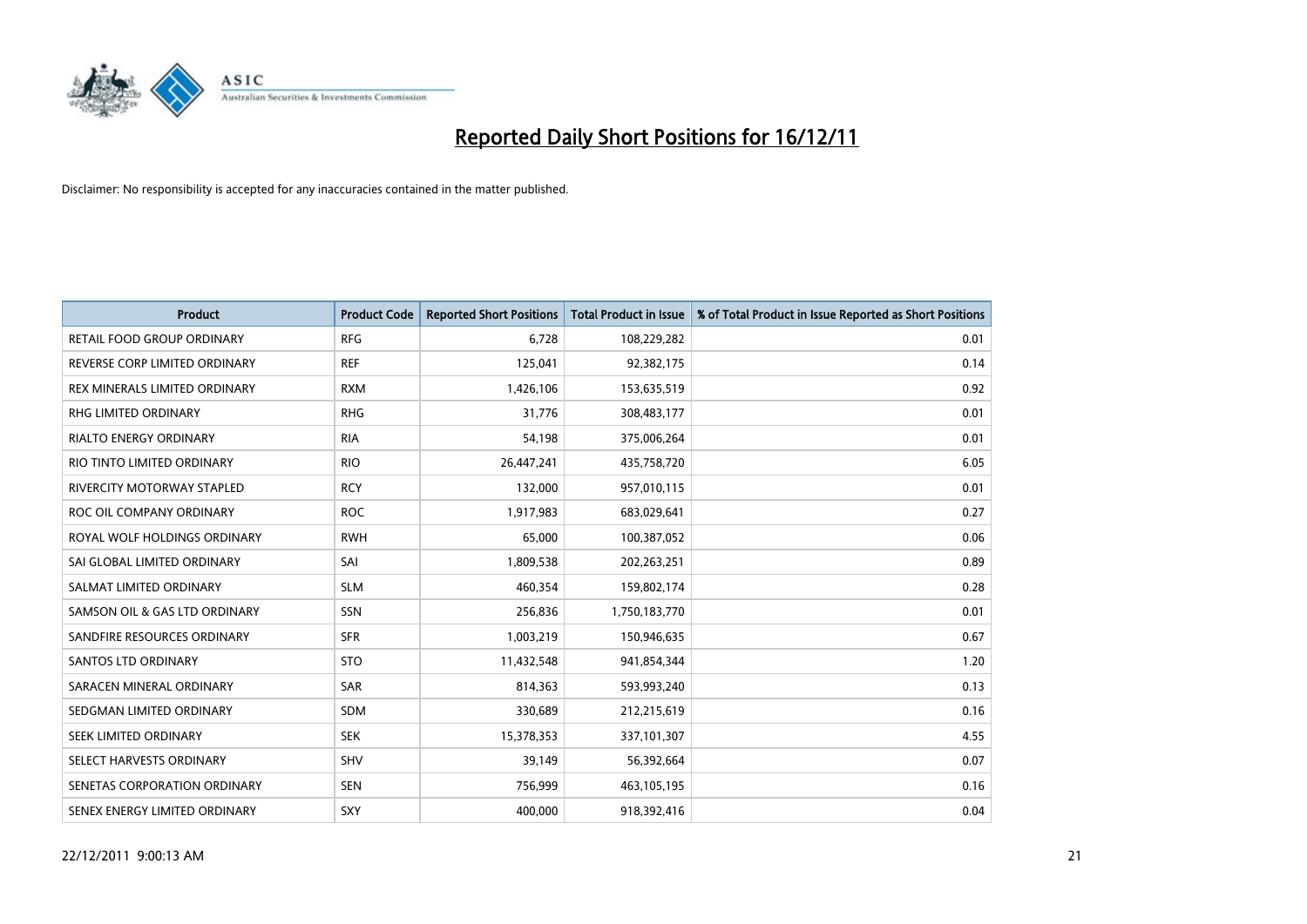# Reported Daily Short Positions for 16/12/11

Disclaimer: No responsibility is accepted for any inaccuracies contained in the matter published.

| Product | Product Code | Reported Short Positions | Total Product in Issue | % of Total Product in Issue Reported as Short Positions |
|---|---|---|---|---|
| RETAIL FOOD GROUP ORDINARY | RFG | 6,728 | 108,229,282 | 0.01 |
| REVERSE CORP LIMITED ORDINARY | REF | 125,041 | 92,382,175 | 0.14 |
| REX MINERALS LIMITED ORDINARY | RXM | 1,426,106 | 153,635,519 | 0.92 |
| RHG LIMITED ORDINARY | RHG | 31,776 | 308,483,177 | 0.01 |
| RIALTO ENERGY ORDINARY | RIA | 54,198 | 375,006,264 | 0.01 |
| RIO TINTO LIMITED ORDINARY | RIO | 26,447,241 | 435,758,720 | 6.05 |
| RIVERCITY MOTORWAY STAPLED | RCY | 132,000 | 957,010,115 | 0.01 |
| ROC OIL COMPANY ORDINARY | ROC | 1,917,983 | 683,029,641 | 0.27 |
| ROYAL WOLF HOLDINGS ORDINARY | RWH | 65,000 | 100,387,052 | 0.06 |
| SAI GLOBAL LIMITED ORDINARY | SAI | 1,809,538 | 202,263,251 | 0.89 |
| SALMAT LIMITED ORDINARY | SLM | 460,354 | 159,802,174 | 0.28 |
| SAMSON OIL & GAS LTD ORDINARY | SSN | 256,836 | 1,750,183,770 | 0.01 |
| SANDFIRE RESOURCES ORDINARY | SFR | 1,003,219 | 150,946,635 | 0.67 |
| SANTOS LTD ORDINARY | STO | 11,432,548 | 941,854,344 | 1.20 |
| SARACEN MINERAL ORDINARY | SAR | 814,363 | 593,993,240 | 0.13 |
| SEDGMAN LIMITED ORDINARY | SDM | 330,689 | 212,215,619 | 0.16 |
| SEEK LIMITED ORDINARY | SEK | 15,378,353 | 337,101,307 | 4.55 |
| SELECT HARVESTS ORDINARY | SHV | 39,149 | 56,392,664 | 0.07 |
| SENETAS CORPORATION ORDINARY | SEN | 756,999 | 463,105,195 | 0.16 |
| SENEX ENERGY LIMITED ORDINARY | SXY | 400,000 | 918,392,416 | 0.04 |

22/12/2011 9:00:13 AM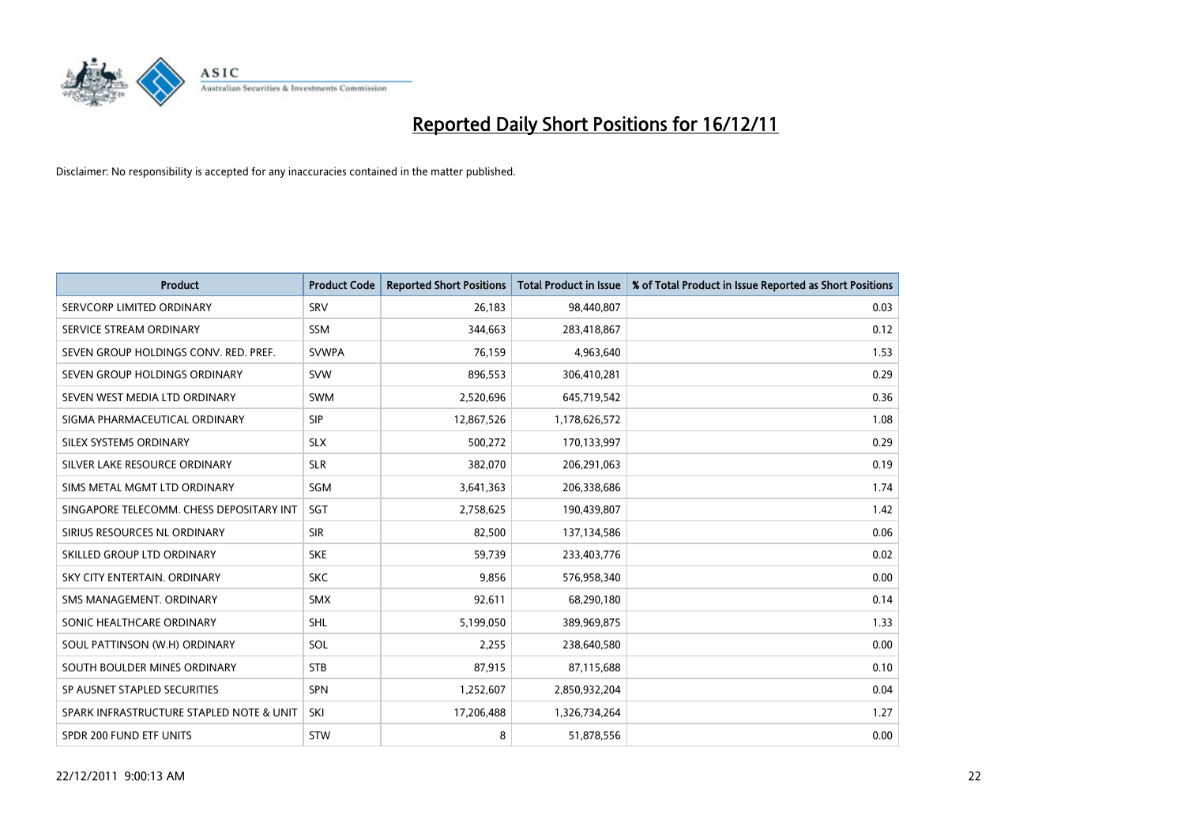# Reported Daily Short Positions for 16/12/11

Disclaimer: No responsibility is accepted for any inaccuracies contained in the matter published.

| Product | Product Code | Reported Short Positions | Total Product in Issue | % of Total Product in Issue Reported as Short Positions |
|---|---|---|---|---|
| SERVCORP LIMITED ORDINARY | SRV | 26,183 | 98,440,807 | 0.03 |
| SERVICE STREAM ORDINARY | SSM | 344,663 | 283,418,867 | 0.12 |
| SEVEN GROUP HOLDINGS CONV. RED. PREF. | SVWPA | 76,159 | 4,963,640 | 1.53 |
| SEVEN GROUP HOLDINGS ORDINARY | SVW | 896,553 | 306,410,281 | 0.29 |
| SEVEN WEST MEDIA LTD ORDINARY | SWM | 2,520,696 | 645,719,542 | 0.36 |
| SIGMA PHARMACEUTICAL ORDINARY | SIP | 12,867,526 | 1,178,626,572 | 1.08 |
| SILEX SYSTEMS ORDINARY | SLX | 500,272 | 170,133,997 | 0.29 |
| SILVER LAKE RESOURCE ORDINARY | SLR | 382,070 | 206,291,063 | 0.19 |
| SIMS METAL MGMT LTD ORDINARY | SGM | 3,641,363 | 206,338,686 | 1.74 |
| SINGAPORE TELECOMM. CHESS DEPOSITARY INT | SGT | 2,758,625 | 190,439,807 | 1.42 |
| SIRIUS RESOURCES NL ORDINARY | SIR | 82,500 | 137,134,586 | 0.06 |
| SKILLED GROUP LTD ORDINARY | SKE | 59,739 | 233,403,776 | 0.02 |
| SKY CITY ENTERTAIN. ORDINARY | SKC | 9,856 | 576,958,340 | 0.00 |
| SMS MANAGEMENT. ORDINARY | SMX | 92,611 | 68,290,180 | 0.14 |
| SONIC HEALTHCARE ORDINARY | SHL | 5,199,050 | 389,969,875 | 1.33 |
| SOUL PATTINSON (W.H) ORDINARY | SOL | 2,255 | 238,640,580 | 0.00 |
| SOUTH BOULDER MINES ORDINARY | STB | 87,915 | 87,115,688 | 0.10 |
| SP AUSNET STAPLED SECURITIES | SPN | 1,252,607 | 2,850,932,204 | 0.04 |
| SPARK INFRASTRUCTURE STAPLED NOTE & UNIT | SKI | 17,206,488 | 1,326,734,264 | 1.27 |
| SPDR 200 FUND ETF UNITS | STW | 8 | 51,878,556 | 0.00 |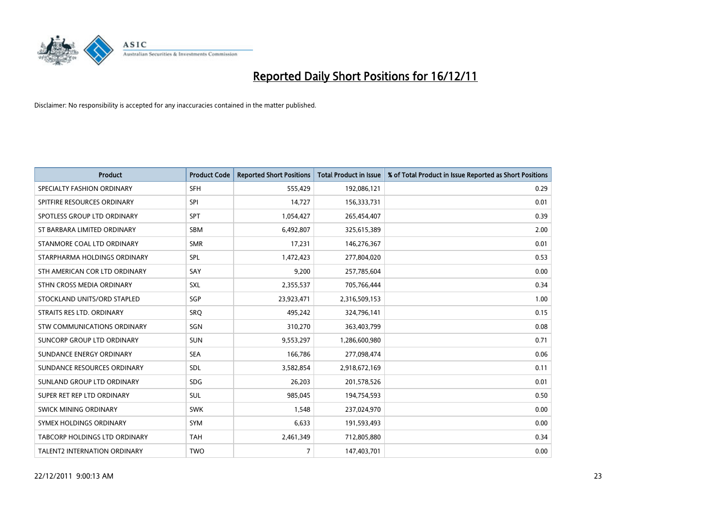# Reported Daily Short Positions for 16/12/11

Disclaimer: No responsibility is accepted for any inaccuracies contained in the matter published.

| Product | Product Code | Reported Short Positions | Total Product in Issue | % of Total Product in Issue Reported as Short Positions |
|---|---|---|---|---|
| SPECIALTY FASHION ORDINARY | SFH | 555,429 | 192,086,121 | 0.29 |
| SPITFIRE RESOURCES ORDINARY | SPI | 14,727 | 156,333,731 | 0.01 |
| SPOTLESS GROUP LTD ORDINARY | SPT | 1,054,427 | 265,454,407 | 0.39 |
| ST BARBARA LIMITED ORDINARY | SBM | 6,492,807 | 325,615,389 | 2.00 |
| STANMORE COAL LTD ORDINARY | SMR | 17,231 | 146,276,367 | 0.01 |
| STARPHARMA HOLDINGS ORDINARY | SPL | 1,472,423 | 277,804,020 | 0.53 |
| STH AMERICAN COR LTD ORDINARY | SAY | 9,200 | 257,785,604 | 0.00 |
| STHN CROSS MEDIA ORDINARY | SXL | 2,355,537 | 705,766,444 | 0.34 |
| STOCKLAND UNITS/ORD STAPLED | SGP | 23,923,471 | 2,316,509,153 | 1.00 |
| STRAITS RES LTD. ORDINARY | SRQ | 495,242 | 324,796,141 | 0.15 |
| STW COMMUNICATIONS ORDINARY | SGN | 310,270 | 363,403,799 | 0.08 |
| SUNCORP GROUP LTD ORDINARY | SUN | 9,553,297 | 1,286,600,980 | 0.71 |
| SUNDANCE ENERGY ORDINARY | SEA | 166,786 | 277,098,474 | 0.06 |
| SUNDANCE RESOURCES ORDINARY | SDL | 3,582,854 | 2,918,672,169 | 0.11 |
| SUNLAND GROUP LTD ORDINARY | SDG | 26,203 | 201,578,526 | 0.01 |
| SUPER RET REP LTD ORDINARY | SUL | 985,045 | 194,754,593 | 0.50 |
| SWICK MINING ORDINARY | SWK | 1,548 | 237,024,970 | 0.00 |
| SYMEX HOLDINGS ORDINARY | SYM | 6,633 | 191,593,493 | 0.00 |
| TABCORP HOLDINGS LTD ORDINARY | TAH | 2,461,349 | 712,805,880 | 0.34 |
| TALENT2 INTERNATION ORDINARY | TWO | 7 | 147,403,701 | 0.00 |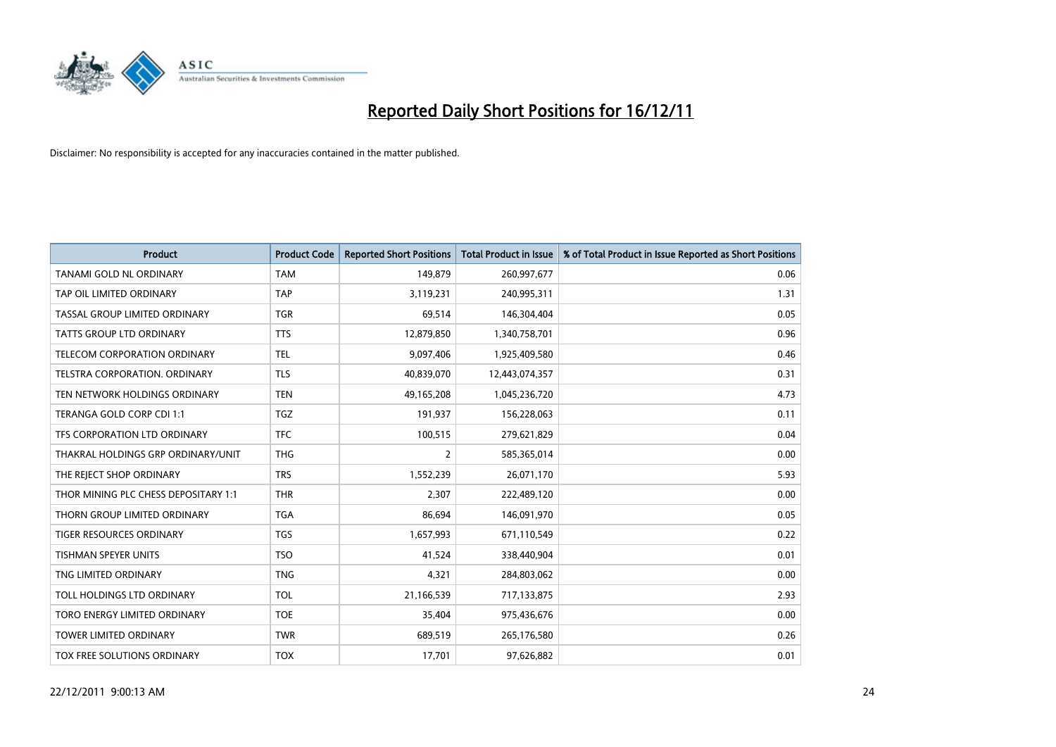# Reported Daily Short Positions for 16/12/11

Disclaimer: No responsibility is accepted for any inaccuracies contained in the matter published.

| Product | Product Code | Reported Short Positions | Total Product in Issue | % of Total Product in Issue Reported as Short Positions |
|---|---|---|---|---|
| TANAMI GOLD NL ORDINARY | TAM | 149,879 | 260,997,677 | 0.06 |
| TAP OIL LIMITED ORDINARY | TAP | 3,119,231 | 240,995,311 | 1.31 |
| TASSAL GROUP LIMITED ORDINARY | TGR | 69,514 | 146,304,404 | 0.05 |
| TATTS GROUP LTD ORDINARY | TTS | 12,879,850 | 1,340,758,701 | 0.96 |
| TELECOM CORPORATION ORDINARY | TEL | 9,097,406 | 1,925,409,580 | 0.46 |
| TELSTRA CORPORATION. ORDINARY | TLS | 40,839,070 | 12,443,074,357 | 0.31 |
| TEN NETWORK HOLDINGS ORDINARY | TEN | 49,165,208 | 1,045,236,720 | 4.73 |
| TERANGA GOLD CORP CDI 1:1 | TGZ | 191,937 | 156,228,063 | 0.11 |
| TFS CORPORATION LTD ORDINARY | TFC | 100,515 | 279,621,829 | 0.04 |
| THAKRAL HOLDINGS GRP ORDINARY/UNIT | THG | 2 | 585,365,014 | 0.00 |
| THE REJECT SHOP ORDINARY | TRS | 1,552,239 | 26,071,170 | 5.93 |
| THOR MINING PLC CHESS DEPOSITARY 1:1 | THR | 2,307 | 222,489,120 | 0.00 |
| THORN GROUP LIMITED ORDINARY | TGA | 86,694 | 146,091,970 | 0.05 |
| TIGER RESOURCES ORDINARY | TGS | 1,657,993 | 671,110,549 | 0.22 |
| TISHMAN SPEYER UNITS | TSO | 41,524 | 338,440,904 | 0.01 |
| TNG LIMITED ORDINARY | TNG | 4,321 | 284,803,062 | 0.00 |
| TOLL HOLDINGS LTD ORDINARY | TOL | 21,166,539 | 717,133,875 | 2.93 |
| TORO ENERGY LIMITED ORDINARY | TOE | 35,404 | 975,436,676 | 0.00 |
| TOWER LIMITED ORDINARY | TWR | 689,519 | 265,176,580 | 0.26 |
| TOX FREE SOLUTIONS ORDINARY | TOX | 17,701 | 97,626,882 | 0.01 |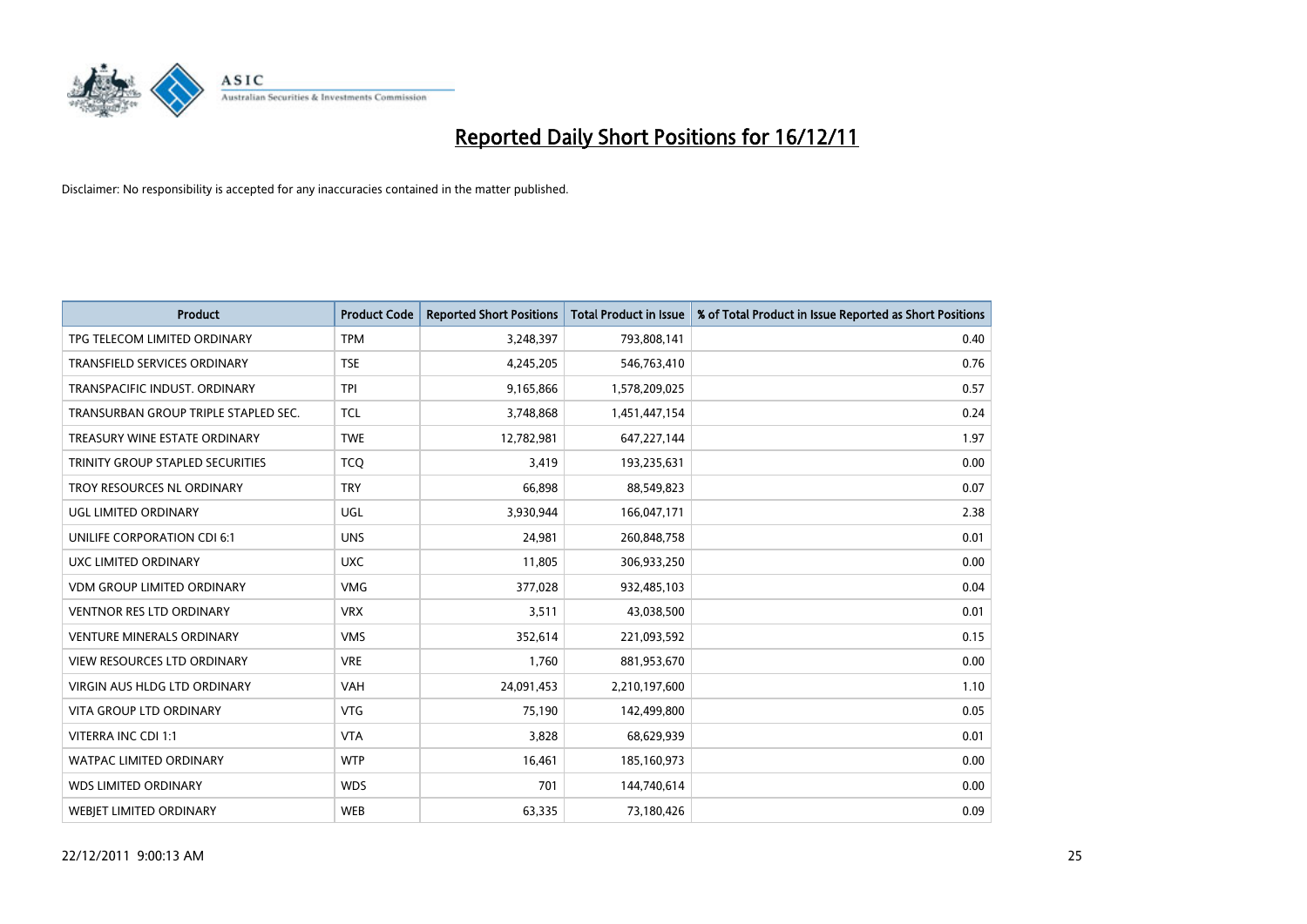# Reported Daily Short Positions for 16/12/11

Disclaimer: No responsibility is accepted for any inaccuracies contained in the matter published.

| Product | Product Code | Reported Short Positions | Total Product in Issue | % of Total Product in Issue Reported as Short Positions |
|---|---|---|---|---|
| TPG TELECOM LIMITED ORDINARY | TPM | 3,248,397 | 793,808,141 | 0.40 |
| TRANSFIELD SERVICES ORDINARY | TSE | 4,245,205 | 546,763,410 | 0.76 |
| TRANSPACIFIC INDUST. ORDINARY | TPI | 9,165,866 | 1,578,209,025 | 0.57 |
| TRANSURBAN GROUP TRIPLE STAPLED SEC. | TCL | 3,748,868 | 1,451,447,154 | 0.24 |
| TREASURY WINE ESTATE ORDINARY | TWE | 12,782,981 | 647,227,144 | 1.97 |
| TRINITY GROUP STAPLED SECURITIES | TCQ | 3,419 | 193,235,631 | 0.00 |
| TROY RESOURCES NL ORDINARY | TRY | 66,898 | 88,549,823 | 0.07 |
| UGL LIMITED ORDINARY | UGL | 3,930,944 | 166,047,171 | 2.38 |
| UNILIFE CORPORATION CDI 6:1 | UNS | 24,981 | 260,848,758 | 0.01 |
| UXC LIMITED ORDINARY | UXC | 11,805 | 306,933,250 | 0.00 |
| VDM GROUP LIMITED ORDINARY | VMG | 377,028 | 932,485,103 | 0.04 |
| VENTNOR RES LTD ORDINARY | VRX | 3,511 | 43,038,500 | 0.01 |
| VENTURE MINERALS ORDINARY | VMS | 352,614 | 221,093,592 | 0.15 |
| VIEW RESOURCES LTD ORDINARY | VRE | 1,760 | 881,953,670 | 0.00 |
| VIRGIN AUS HLDG LTD ORDINARY | VAH | 24,091,453 | 2,210,197,600 | 1.10 |
| VITA GROUP LTD ORDINARY | VTG | 75,190 | 142,499,800 | 0.05 |
| VITERRA INC CDI 1:1 | VTA | 3,828 | 68,629,939 | 0.01 |
| WATPAC LIMITED ORDINARY | WTP | 16,461 | 185,160,973 | 0.00 |
| WDS LIMITED ORDINARY | WDS | 701 | 144,740,614 | 0.00 |
| WEBJET LIMITED ORDINARY | WEB | 63,335 | 73,180,426 | 0.09 |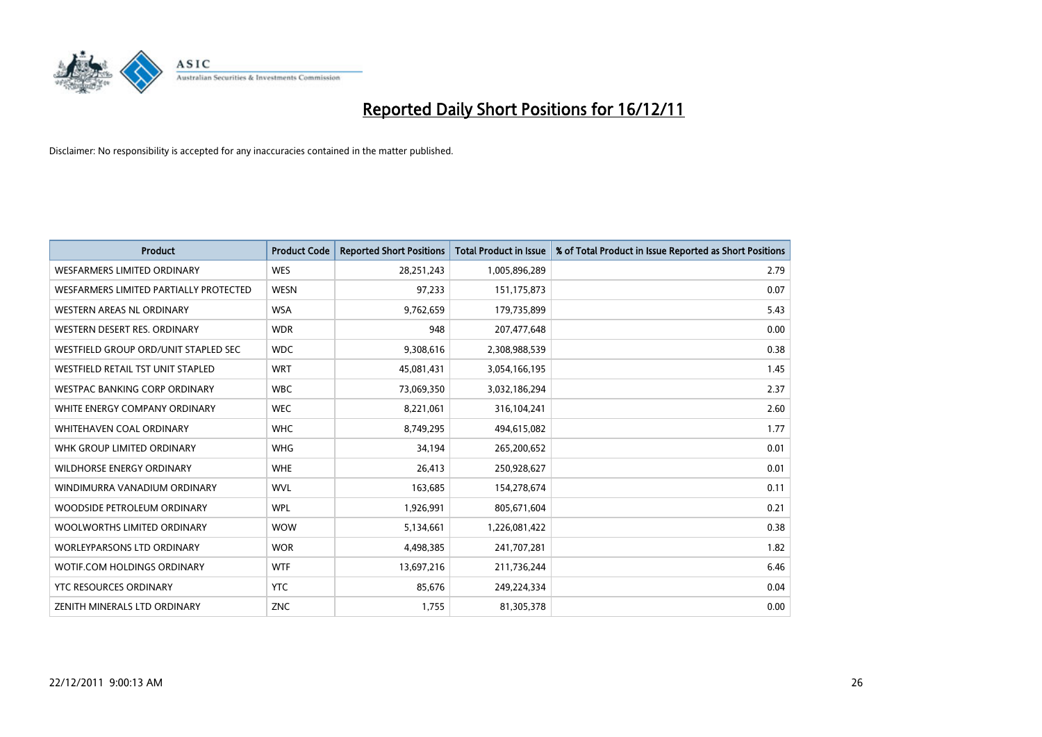# Reported Daily Short Positions for 16/12/11

Disclaimer: No responsibility is accepted for any inaccuracies contained in the matter published.

| Product | Product Code | Reported Short Positions | Total Product in Issue | % of Total Product in Issue Reported as Short Positions |
|---|---|---|---|---|
| WESFARMERS LIMITED ORDINARY | WES | 28,251,243 | 1,005,896,289 | 2.79 |
| WESFARMERS LIMITED PARTIALLY PROTECTED | WESN | 97,233 | 151,175,873 | 0.07 |
| WESTERN AREAS NL ORDINARY | WSA | 9,762,659 | 179,735,899 | 5.43 |
| WESTERN DESERT RES. ORDINARY | WDR | 948 | 207,477,648 | 0.00 |
| WESTFIELD GROUP ORD/UNIT STAPLED SEC | WDC | 9,308,616 | 2,308,988,539 | 0.38 |
| WESTFIELD RETAIL TST UNIT STAPLED | WRT | 45,081,431 | 3,054,166,195 | 1.45 |
| WESTPAC BANKING CORP ORDINARY | WBC | 73,069,350 | 3,032,186,294 | 2.37 |
| WHITE ENERGY COMPANY ORDINARY | WEC | 8,221,061 | 316,104,241 | 2.60 |
| WHITEHAVEN COAL ORDINARY | WHC | 8,749,295 | 494,615,082 | 1.77 |
| WHK GROUP LIMITED ORDINARY | WHG | 34,194 | 265,200,652 | 0.01 |
| WILDHORSE ENERGY ORDINARY | WHE | 26,413 | 250,928,627 | 0.01 |
| WINDIMURRA VANADIUM ORDINARY | WVL | 163,685 | 154,278,674 | 0.11 |
| WOODSIDE PETROLEUM ORDINARY | WPL | 1,926,991 | 805,671,604 | 0.21 |
| WOOLWORTHS LIMITED ORDINARY | WOW | 5,134,661 | 1,226,081,422 | 0.38 |
| WORLEYPARSONS LTD ORDINARY | WOR | 4,498,385 | 241,707,281 | 1.82 |
| WOTIF.COM HOLDINGS ORDINARY | WTF | 13,697,216 | 211,736,244 | 6.46 |
| YTC RESOURCES ORDINARY | YTC | 85,676 | 249,224,334 | 0.04 |
| ZENITH MINERALS LTD ORDINARY | ZNC | 1,755 | 81,305,378 | 0.00 |

22/12/2011 9:00:13 AM